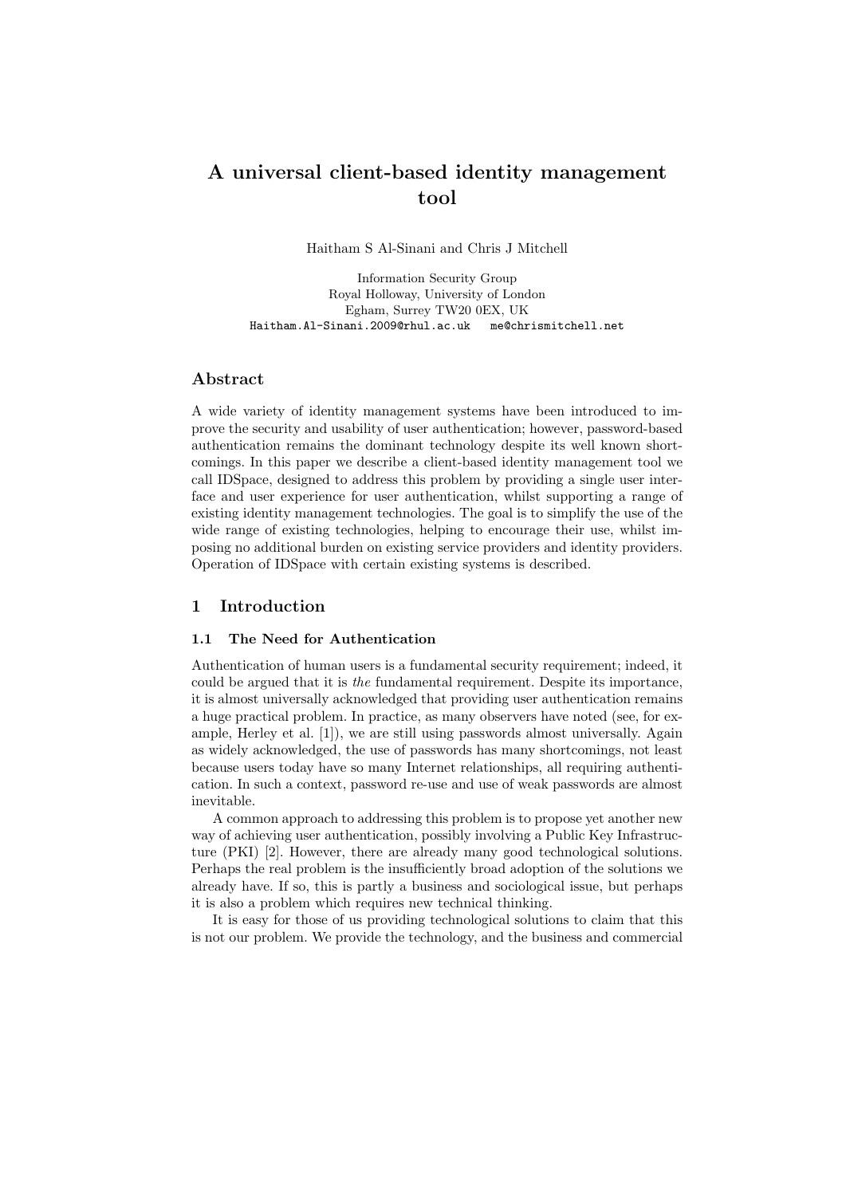# A universal client-based identity management tool

Haitham S Al-Sinani and Chris J Mitchell

Information Security Group
Royal Holloway, University of London
Egham, Surrey TW20 0EX, UK
Haitham.Al-Sinani.2009@rhul.ac.uk   me@chrismitchell.net

## Abstract

A wide variety of identity management systems have been introduced to improve the security and usability of user authentication; however, password-based authentication remains the dominant technology despite its well known shortcomings. In this paper we describe a client-based identity management tool we call IDSpace, designed to address this problem by providing a single user interface and user experience for user authentication, whilst supporting a range of existing identity management technologies. The goal is to simplify the use of the wide range of existing technologies, helping to encourage their use, whilst imposing no additional burden on existing service providers and identity providers. Operation of IDSpace with certain existing systems is described.

## 1 Introduction

### 1.1 The Need for Authentication

Authentication of human users is a fundamental security requirement; indeed, it could be argued that it is *the* fundamental requirement. Despite its importance, it is almost universally acknowledged that providing user authentication remains a huge practical problem. In practice, as many observers have noted (see, for example, Herley et al. [1]), we are still using passwords almost universally. Again as widely acknowledged, the use of passwords has many shortcomings, not least because users today have so many Internet relationships, all requiring authentication. In such a context, password re-use and use of weak passwords are almost inevitable.

A common approach to addressing this problem is to propose yet another new way of achieving user authentication, possibly involving a Public Key Infrastructure (PKI) [2]. However, there are already many good technological solutions. Perhaps the real problem is the insufficiently broad adoption of the solutions we already have. If so, this is partly a business and sociological issue, but perhaps it is also a problem which requires new technical thinking.

It is easy for those of us providing technological solutions to claim that this is not our problem. We provide the technology, and the business and commercial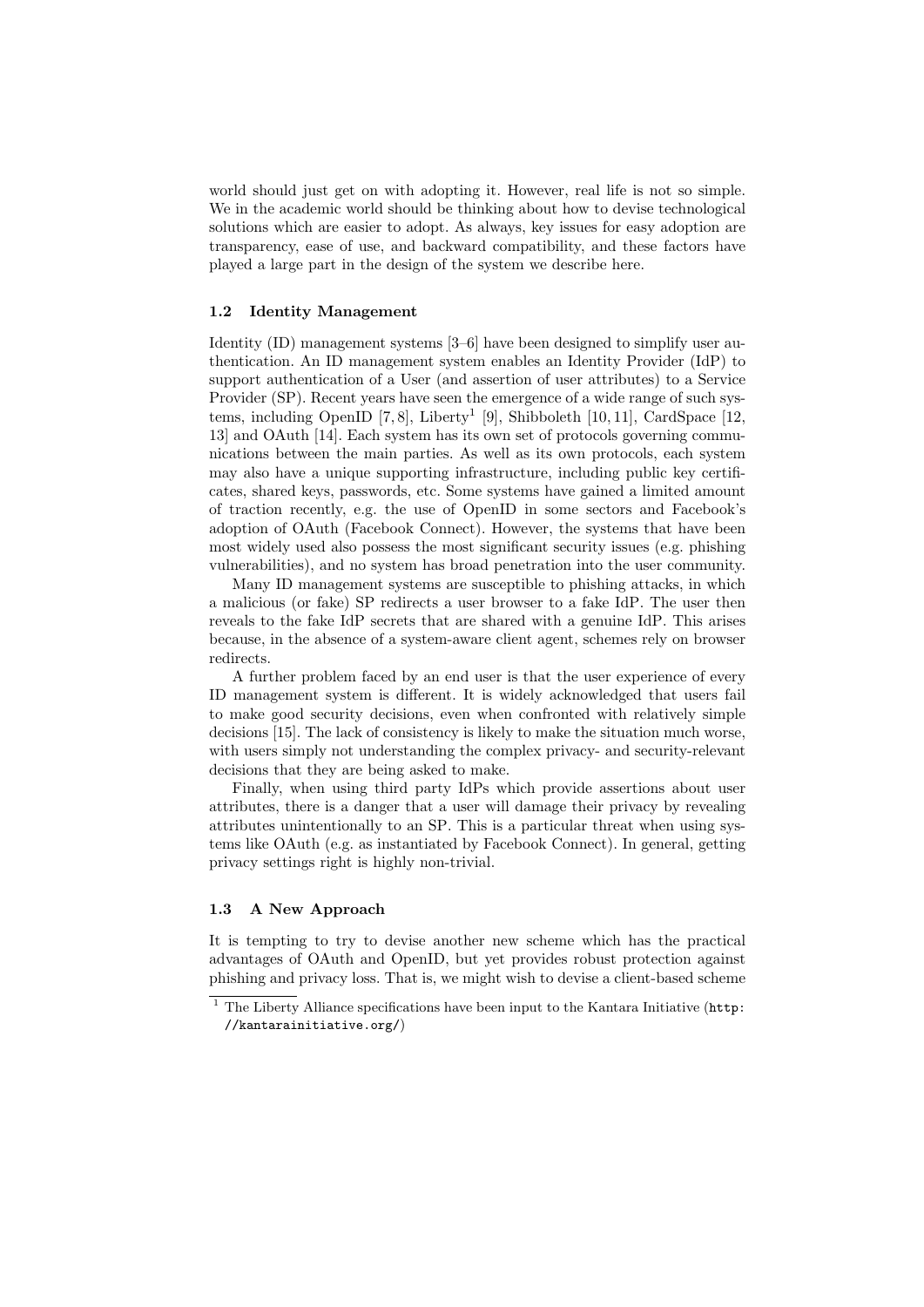world should just get on with adopting it. However, real life is not so simple. We in the academic world should be thinking about how to devise technological solutions which are easier to adopt. As always, key issues for easy adoption are transparency, ease of use, and backward compatibility, and these factors have played a large part in the design of the system we describe here.

### 1.2 Identity Management

Identity (ID) management systems [3–6] have been designed to simplify user authentication. An ID management system enables an Identity Provider (IdP) to support authentication of a User (and assertion of user attributes) to a Service Provider (SP). Recent years have seen the emergence of a wide range of such systems, including OpenID [7, 8], Liberty[1] [9], Shibboleth [10, 11], CardSpace [12, 13] and OAuth [14]. Each system has its own set of protocols governing communications between the main parties. As well as its own protocols, each system may also have a unique supporting infrastructure, including public key certificates, shared keys, passwords, etc. Some systems have gained a limited amount of traction recently, e.g. the use of OpenID in some sectors and Facebook's adoption of OAuth (Facebook Connect). However, the systems that have been most widely used also possess the most significant security issues (e.g. phishing vulnerabilities), and no system has broad penetration into the user community.

Many ID management systems are susceptible to phishing attacks, in which a malicious (or fake) SP redirects a user browser to a fake IdP. The user then reveals to the fake IdP secrets that are shared with a genuine IdP. This arises because, in the absence of a system-aware client agent, schemes rely on browser redirects.

A further problem faced by an end user is that the user experience of every ID management system is different. It is widely acknowledged that users fail to make good security decisions, even when confronted with relatively simple decisions [15]. The lack of consistency is likely to make the situation much worse, with users simply not understanding the complex privacy- and security-relevant decisions that they are being asked to make.

Finally, when using third party IdPs which provide assertions about user attributes, there is a danger that a user will damage their privacy by revealing attributes unintentionally to an SP. This is a particular threat when using systems like OAuth (e.g. as instantiated by Facebook Connect). In general, getting privacy settings right is highly non-trivial.

### 1.3 A New Approach

It is tempting to try to devise another new scheme which has the practical advantages of OAuth and OpenID, but yet provides robust protection against phishing and privacy loss. That is, we might wish to devise a client-based scheme

[1] The Liberty Alliance specifications have been input to the Kantara Initiative (http://kantarainitiative.org/)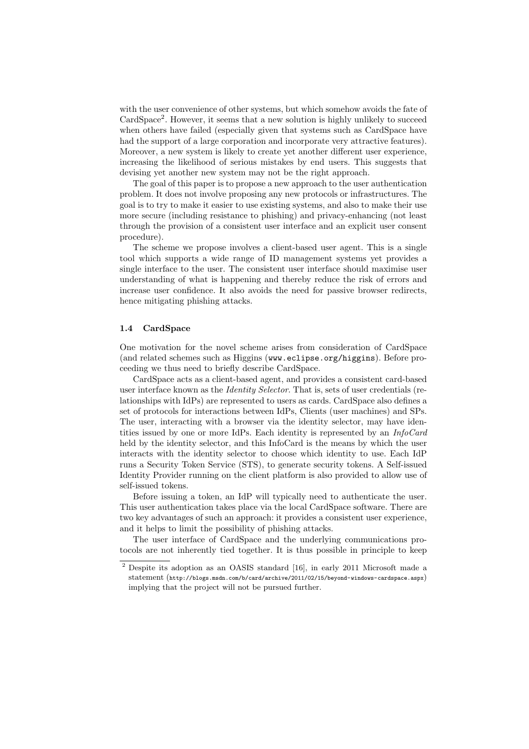with the user convenience of other systems, but which somehow avoids the fate of CardSpace[2]. However, it seems that a new solution is highly unlikely to succeed when others have failed (especially given that systems such as CardSpace have had the support of a large corporation and incorporate very attractive features). Moreover, a new system is likely to create yet another different user experience, increasing the likelihood of serious mistakes by end users. This suggests that devising yet another new system may not be the right approach.

The goal of this paper is to propose a new approach to the user authentication problem. It does not involve proposing any new protocols or infrastructures. The goal is to try to make it easier to use existing systems, and also to make their use more secure (including resistance to phishing) and privacy-enhancing (not least through the provision of a consistent user interface and an explicit user consent procedure).

The scheme we propose involves a client-based user agent. This is a single tool which supports a wide range of ID management systems yet provides a single interface to the user. The consistent user interface should maximise user understanding of what is happening and thereby reduce the risk of errors and increase user confidence. It also avoids the need for passive browser redirects, hence mitigating phishing attacks.

### 1.4 CardSpace

One motivation for the novel scheme arises from consideration of CardSpace (and related schemes such as Higgins (`www.eclipse.org/higgins`). Before proceeding we thus need to briefly describe CardSpace.

CardSpace acts as a client-based agent, and provides a consistent card-based user interface known as the *Identity Selector*. That is, sets of user credentials (relationships with IdPs) are represented to users as cards. CardSpace also defines a set of protocols for interactions between IdPs, Clients (user machines) and SPs. The user, interacting with a browser via the identity selector, may have identities issued by one or more IdPs. Each identity is represented by an *InfoCard* held by the identity selector, and this InfoCard is the means by which the user interacts with the identity selector to choose which identity to use. Each IdP runs a Security Token Service (STS), to generate security tokens. A Self-issued Identity Provider running on the client platform is also provided to allow use of self-issued tokens.

Before issuing a token, an IdP will typically need to authenticate the user. This user authentication takes place via the local CardSpace software. There are two key advantages of such an approach: it provides a consistent user experience, and it helps to limit the possibility of phishing attacks.

The user interface of CardSpace and the underlying communications protocols are not inherently tied together. It is thus possible in principle to keep

[2] Despite its adoption as an OASIS standard [16], in early 2011 Microsoft made a statement (`http://blogs.msdn.com/b/card/archive/2011/02/15/beyond-windows-cardspace.aspx`) implying that the project will not be pursued further.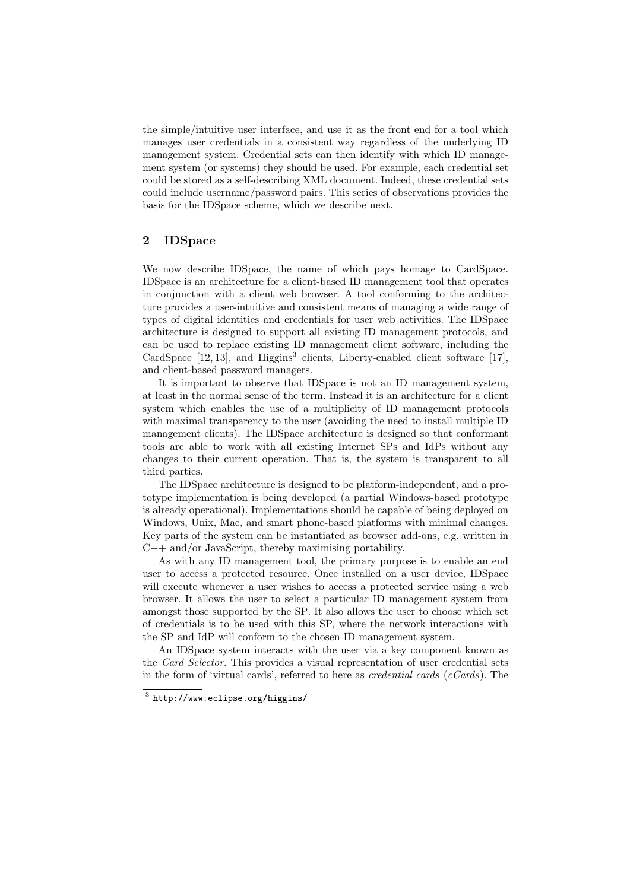the simple/intuitive user interface, and use it as the front end for a tool which manages user credentials in a consistent way regardless of the underlying ID management system. Credential sets can then identify with which ID management system (or systems) they should be used. For example, each credential set could be stored as a self-describing XML document. Indeed, these credential sets could include username/password pairs. This series of observations provides the basis for the IDSpace scheme, which we describe next.

## 2 IDSpace

We now describe IDSpace, the name of which pays homage to CardSpace. IDSpace is an architecture for a client-based ID management tool that operates in conjunction with a client web browser. A tool conforming to the architecture provides a user-intuitive and consistent means of managing a wide range of types of digital identities and credentials for user web activities. The IDSpace architecture is designed to support all existing ID management protocols, and can be used to replace existing ID management client software, including the CardSpace [12, 13], and Higgins[3] clients, Liberty-enabled client software [17], and client-based password managers.

It is important to observe that IDSpace is not an ID management system, at least in the normal sense of the term. Instead it is an architecture for a client system which enables the use of a multiplicity of ID management protocols with maximal transparency to the user (avoiding the need to install multiple ID management clients). The IDSpace architecture is designed so that conformant tools are able to work with all existing Internet SPs and IdPs without any changes to their current operation. That is, the system is transparent to all third parties.

The IDSpace architecture is designed to be platform-independent, and a prototype implementation is being developed (a partial Windows-based prototype is already operational). Implementations should be capable of being deployed on Windows, Unix, Mac, and smart phone-based platforms with minimal changes. Key parts of the system can be instantiated as browser add-ons, e.g. written in C++ and/or JavaScript, thereby maximising portability.

As with any ID management tool, the primary purpose is to enable an end user to access a protected resource. Once installed on a user device, IDSpace will execute whenever a user wishes to access a protected service using a web browser. It allows the user to select a particular ID management system from amongst those supported by the SP. It also allows the user to choose which set of credentials is to be used with this SP, where the network interactions with the SP and IdP will conform to the chosen ID management system.

An IDSpace system interacts with the user via a key component known as the *Card Selector*. This provides a visual representation of user credential sets in the form of 'virtual cards', referred to here as *credential cards* (*cCards*). The

[3] http://www.eclipse.org/higgins/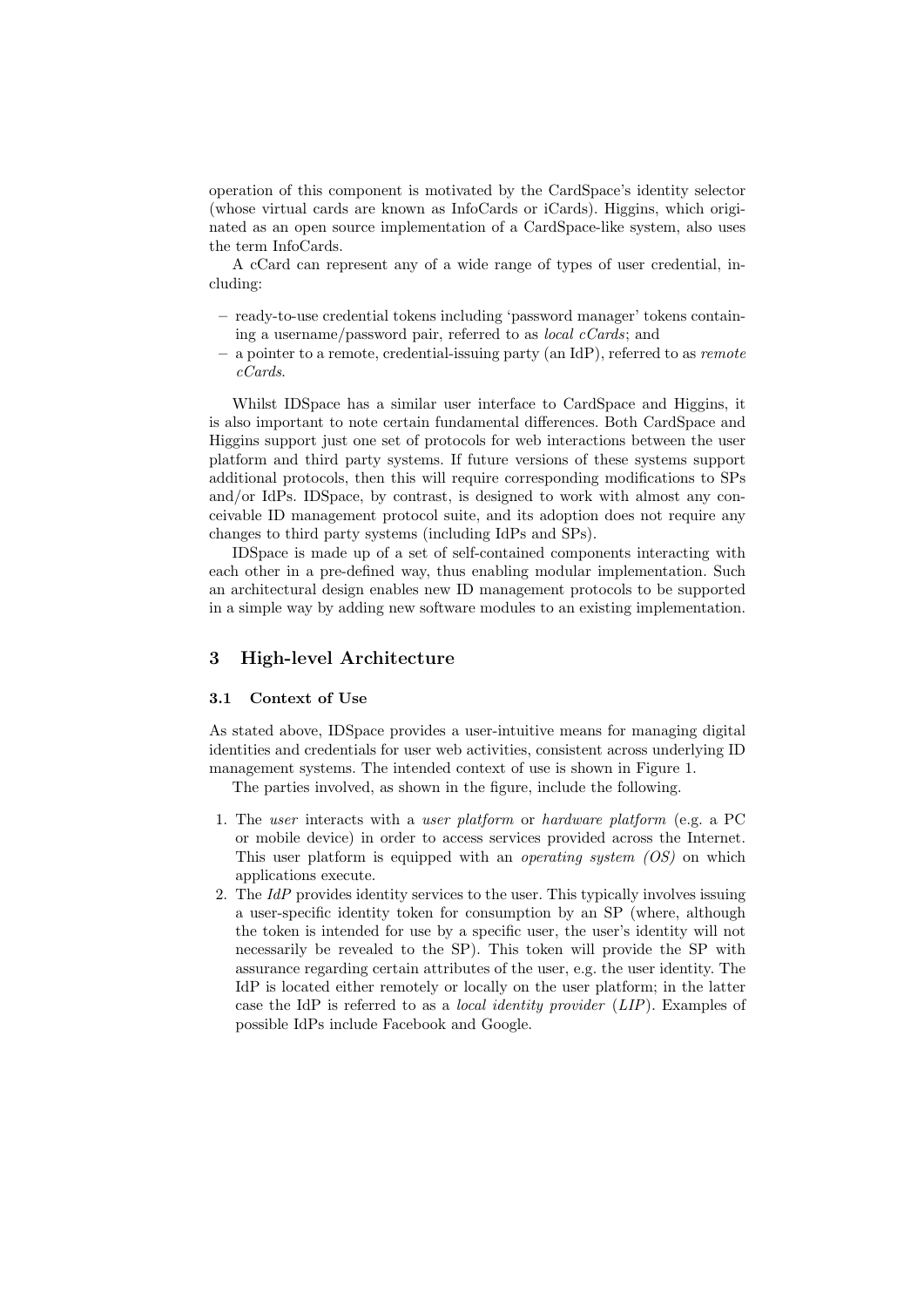operation of this component is motivated by the CardSpace's identity selector (whose virtual cards are known as InfoCards or iCards). Higgins, which originated as an open source implementation of a CardSpace-like system, also uses the term InfoCards.

A cCard can represent any of a wide range of types of user credential, including:

- ready-to-use credential tokens including 'password manager' tokens containing a username/password pair, referred to as *local cCards*; and
- a pointer to a remote, credential-issuing party (an IdP), referred to as *remote cCards*.

Whilst IDSpace has a similar user interface to CardSpace and Higgins, it is also important to note certain fundamental differences. Both CardSpace and Higgins support just one set of protocols for web interactions between the user platform and third party systems. If future versions of these systems support additional protocols, then this will require corresponding modifications to SPs and/or IdPs. IDSpace, by contrast, is designed to work with almost any conceivable ID management protocol suite, and its adoption does not require any changes to third party systems (including IdPs and SPs).

IDSpace is made up of a set of self-contained components interacting with each other in a pre-defined way, thus enabling modular implementation. Such an architectural design enables new ID management protocols to be supported in a simple way by adding new software modules to an existing implementation.

## 3 High-level Architecture

### 3.1 Context of Use

As stated above, IDSpace provides a user-intuitive means for managing digital identities and credentials for user web activities, consistent across underlying ID management systems. The intended context of use is shown in Figure 1.

The parties involved, as shown in the figure, include the following.

1. The *user* interacts with a *user platform* or *hardware platform* (e.g. a PC or mobile device) in order to access services provided across the Internet. This user platform is equipped with an *operating system (OS)* on which applications execute.
2. The *IdP* provides identity services to the user. This typically involves issuing a user-specific identity token for consumption by an SP (where, although the token is intended for use by a specific user, the user's identity will not necessarily be revealed to the SP). This token will provide the SP with assurance regarding certain attributes of the user, e.g. the user identity. The IdP is located either remotely or locally on the user platform; in the latter case the IdP is referred to as a *local identity provider* (*LIP*). Examples of possible IdPs include Facebook and Google.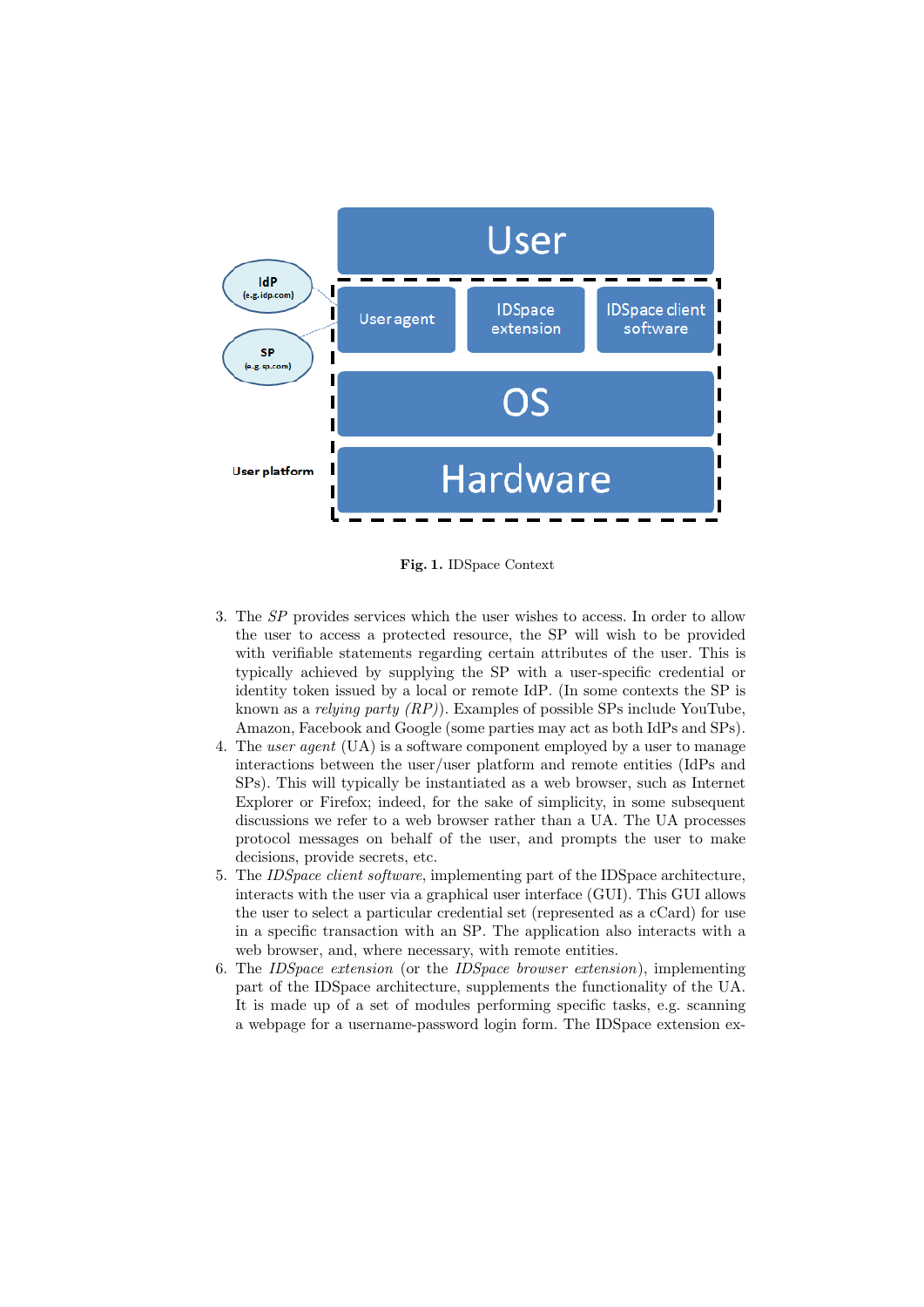User

IdP
(e.g. idp.com)

User agent

IDSpace extension

IDSpace client software

SP
(e.g. sp.com)

OS

User platform

Hardware

**Fig. 1.** IDSpace Context

3. The *SP* provides services which the user wishes to access. In order to allow the user to access a protected resource, the SP will wish to be provided with verifiable statements regarding certain attributes of the user. This is typically achieved by supplying the SP with a user-specific credential or identity token issued by a local or remote IdP. (In some contexts the SP is known as a *relying party (RP)*). Examples of possible SPs include YouTube, Amazon, Facebook and Google (some parties may act as both IdPs and SPs).
4. The *user agent* (UA) is a software component employed by a user to manage interactions between the user/user platform and remote entities (IdPs and SPs). This will typically be instantiated as a web browser, such as Internet Explorer or Firefox; indeed, for the sake of simplicity, in some subsequent discussions we refer to a web browser rather than a UA. The UA processes protocol messages on behalf of the user, and prompts the user to make decisions, provide secrets, etc.
5. The *IDSpace client software*, implementing part of the IDSpace architecture, interacts with the user via a graphical user interface (GUI). This GUI allows the user to select a particular credential set (represented as a cCard) for use in a specific transaction with an SP. The application also interacts with a web browser, and, where necessary, with remote entities.
6. The *IDSpace extension* (or the *IDSpace browser extension*), implementing part of the IDSpace architecture, supplements the functionality of the UA. It is made up of a set of modules performing specific tasks, e.g. scanning a webpage for a username-password login form. The IDSpace extension ex-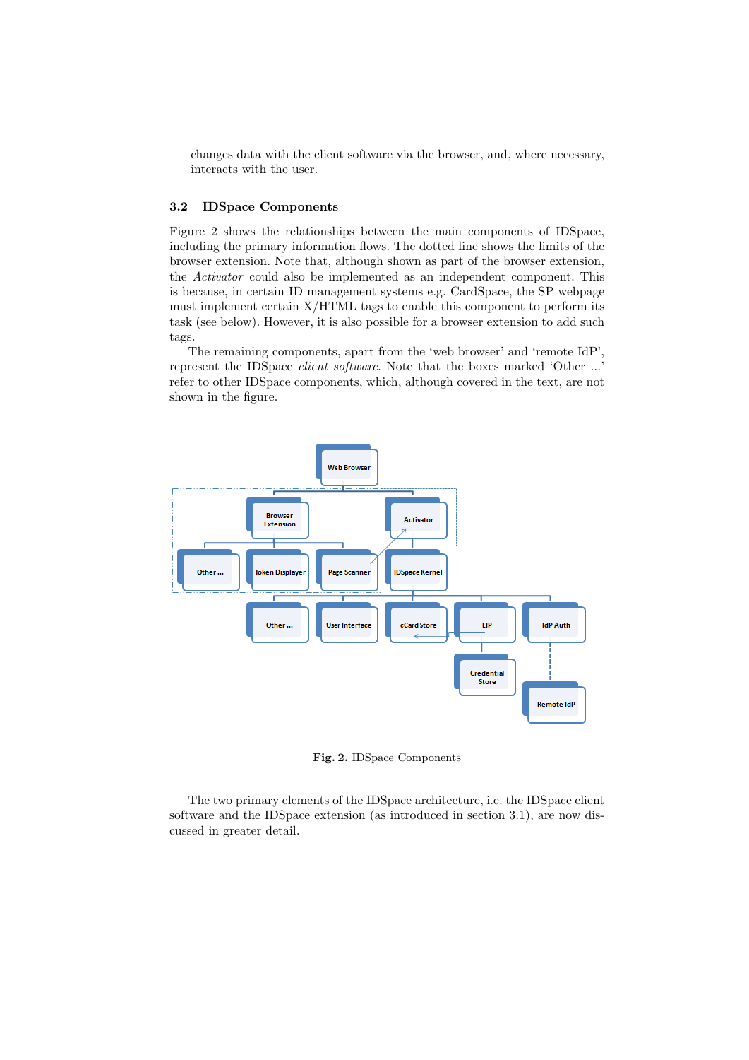changes data with the client software via the browser, and, where necessary, interacts with the user.

### 3.2 IDSpace Components

Figure 2 shows the relationships between the main components of IDSpace, including the primary information flows. The dotted line shows the limits of the browser extension. Note that, although shown as part of the browser extension, the *Activator* could also be implemented as an independent component. This is because, in certain ID management systems e.g. CardSpace, the SP webpage must implement certain X/HTML tags to enable this component to perform its task (see below). However, it is also possible for a browser extension to add such tags.

The remaining components, apart from the 'web browser' and 'remote IdP', represent the IDSpace *client software*. Note that the boxes marked 'Other ...' refer to other IDSpace components, which, although covered in the text, are not shown in the figure.

Web Browser
Browser Extension
Activator
Other ...
Token Displayer
Page Scanner
IDSpace Kernel
Other ...
User Interface
cCard Store
LIP
IdP Auth
Credential Store
Remote IdP

**Fig. 2.** IDSpace Components

The two primary elements of the IDSpace architecture, i.e. the IDSpace client software and the IDSpace extension (as introduced in section 3.1), are now discussed in greater detail.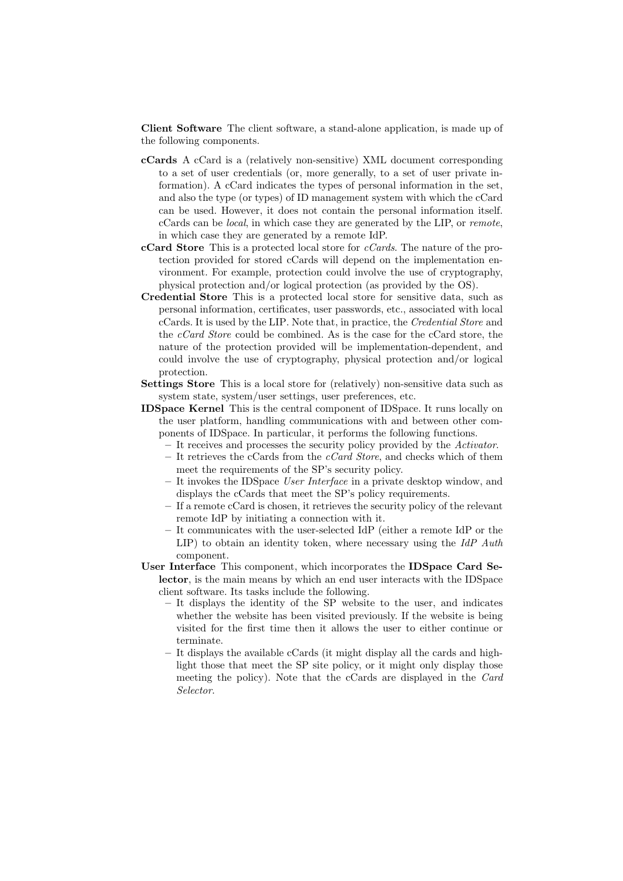**Client Software** The client software, a stand-alone application, is made up of the following components.

**cCards** A cCard is a (relatively non-sensitive) XML document corresponding to a set of user credentials (or, more generally, to a set of user private information). A cCard indicates the types of personal information in the set, and also the type (or types) of ID management system with which the cCard can be used. However, it does not contain the personal information itself. cCards can be *local*, in which case they are generated by the LIP, or *remote*, in which case they are generated by a remote IdP.

**cCard Store** This is a protected local store for *cCards*. The nature of the protection provided for stored cCards will depend on the implementation environment. For example, protection could involve the use of cryptography, physical protection and/or logical protection (as provided by the OS).

**Credential Store** This is a protected local store for sensitive data, such as personal information, certificates, user passwords, etc., associated with local cCards. It is used by the LIP. Note that, in practice, the *Credential Store* and the *cCard Store* could be combined. As is the case for the cCard store, the nature of the protection provided will be implementation-dependent, and could involve the use of cryptography, physical protection and/or logical protection.

**Settings Store** This is a local store for (relatively) non-sensitive data such as system state, system/user settings, user preferences, etc.

**IDSpace Kernel** This is the central component of IDSpace. It runs locally on the user platform, handling communications with and between other components of IDSpace. In particular, it performs the following functions.

- It receives and processes the security policy provided by the *Activator*.
- It retrieves the cCards from the *cCard Store*, and checks which of them meet the requirements of the SP's security policy.
- It invokes the IDSpace *User Interface* in a private desktop window, and displays the cCards that meet the SP's policy requirements.
- If a remote cCard is chosen, it retrieves the security policy of the relevant remote IdP by initiating a connection with it.
- It communicates with the user-selected IdP (either a remote IdP or the LIP) to obtain an identity token, where necessary using the *IdP Auth* component.

**User Interface** This component, which incorporates the **IDSpace Card Selector**, is the main means by which an end user interacts with the IDSpace client software. Its tasks include the following.

- It displays the identity of the SP website to the user, and indicates whether the website has been visited previously. If the website is being visited for the first time then it allows the user to either continue or terminate.
- It displays the available cCards (it might display all the cards and highlight those that meet the SP site policy, or it might only display those meeting the policy). Note that the cCards are displayed in the *Card Selector*.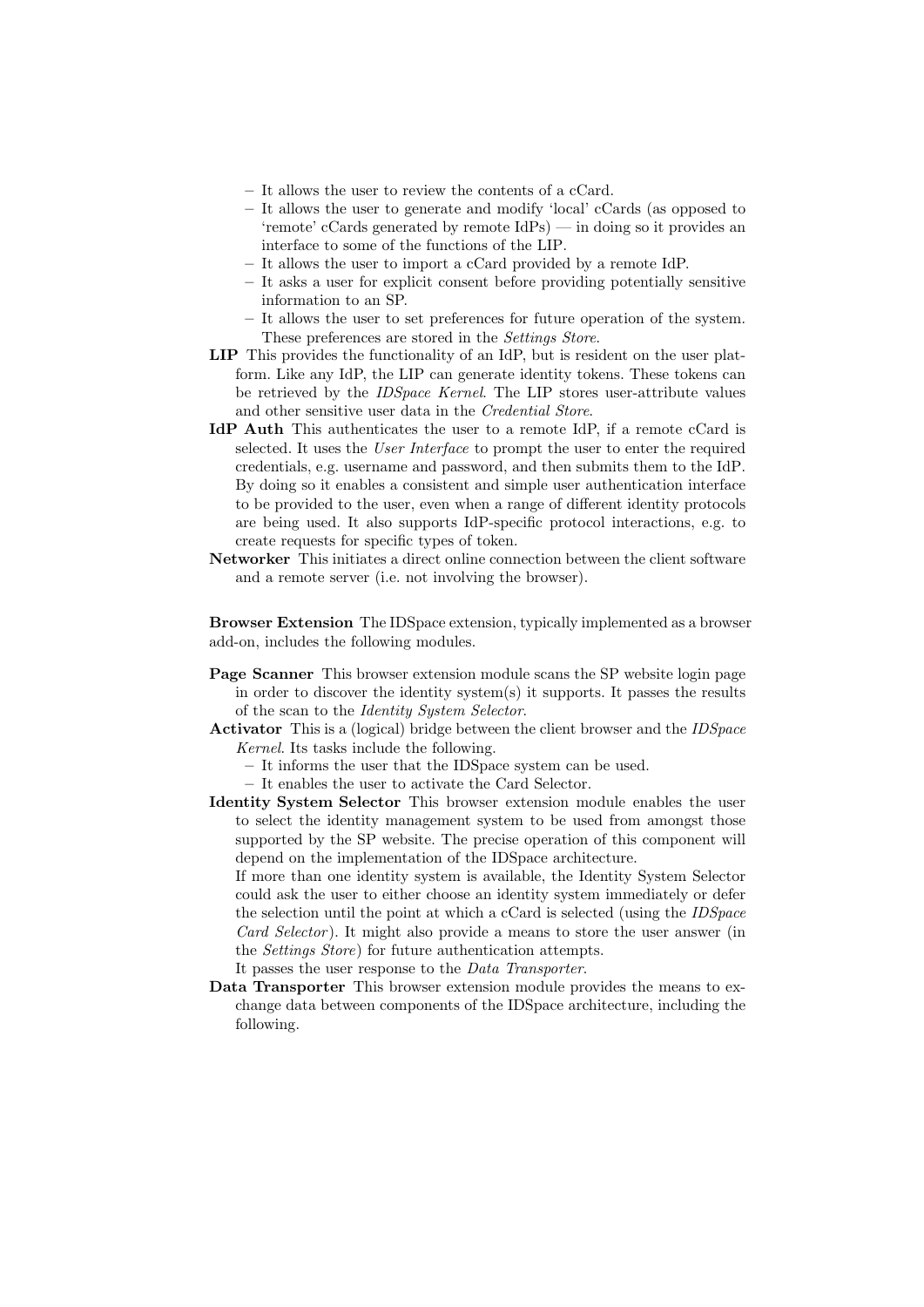- It allows the user to review the contents of a cCard.
  - It allows the user to generate and modify 'local' cCards (as opposed to 'remote' cCards generated by remote IdPs) — in doing so it provides an interface to some of the functions of the LIP.
  - It allows the user to import a cCard provided by a remote IdP.
  - It asks a user for explicit consent before providing potentially sensitive information to an SP.
  - It allows the user to set preferences for future operation of the system. These preferences are stored in the *Settings Store*.

**LIP** This provides the functionality of an IdP, but is resident on the user platform. Like any IdP, the LIP can generate identity tokens. These tokens can be retrieved by the *IDSpace Kernel*. The LIP stores user-attribute values and other sensitive user data in the *Credential Store*.

**IdP Auth** This authenticates the user to a remote IdP, if a remote cCard is selected. It uses the *User Interface* to prompt the user to enter the required credentials, e.g. username and password, and then submits them to the IdP. By doing so it enables a consistent and simple user authentication interface to be provided to the user, even when a range of different identity protocols are being used. It also supports IdP-specific protocol interactions, e.g. to create requests for specific types of token.

**Networker** This initiates a direct online connection between the client software and a remote server (i.e. not involving the browser).

**Browser Extension** The IDSpace extension, typically implemented as a browser add-on, includes the following modules.

**Page Scanner** This browser extension module scans the SP website login page in order to discover the identity system(s) it supports. It passes the results of the scan to the *Identity System Selector*.

**Activator** This is a (logical) bridge between the client browser and the *IDSpace Kernel*. Its tasks include the following.
  - It informs the user that the IDSpace system can be used.
  - It enables the user to activate the Card Selector.

**Identity System Selector** This browser extension module enables the user to select the identity management system to be used from amongst those supported by the SP website. The precise operation of this component will depend on the implementation of the IDSpace architecture.

If more than one identity system is available, the Identity System Selector could ask the user to either choose an identity system immediately or defer the selection until the point at which a cCard is selected (using the *IDSpace Card Selector*). It might also provide a means to store the user answer (in the *Settings Store*) for future authentication attempts.

It passes the user response to the *Data Transporter*.

**Data Transporter** This browser extension module provides the means to exchange data between components of the IDSpace architecture, including the following.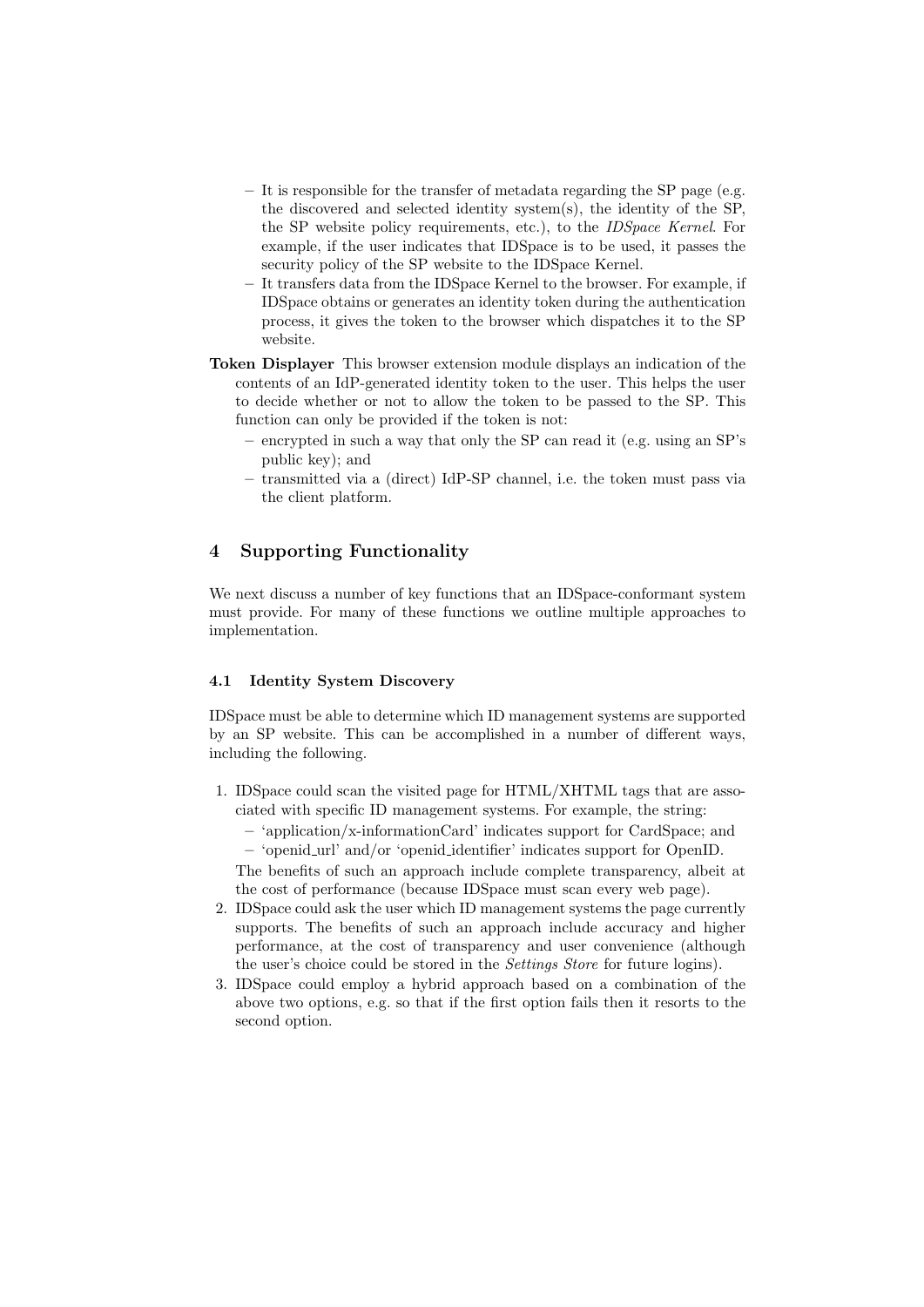- It is responsible for the transfer of metadata regarding the SP page (e.g. the discovered and selected identity system(s), the identity of the SP, the SP website policy requirements, etc.), to the *IDSpace Kernel*. For example, if the user indicates that IDSpace is to be used, it passes the security policy of the SP website to the IDSpace Kernel.
  - It transfers data from the IDSpace Kernel to the browser. For example, if IDSpace obtains or generates an identity token during the authentication process, it gives the token to the browser which dispatches it to the SP website.

**Token Displayer** This browser extension module displays an indication of the contents of an IdP-generated identity token to the user. This helps the user to decide whether or not to allow the token to be passed to the SP. This function can only be provided if the token is not:
  - encrypted in such a way that only the SP can read it (e.g. using an SP's public key); and
  - transmitted via a (direct) IdP-SP channel, i.e. the token must pass via the client platform.

## 4 Supporting Functionality

We next discuss a number of key functions that an IDSpace-conformant system must provide. For many of these functions we outline multiple approaches to implementation.

### 4.1 Identity System Discovery

IDSpace must be able to determine which ID management systems are supported by an SP website. This can be accomplished in a number of different ways, including the following.

1. IDSpace could scan the visited page for HTML/XHTML tags that are associated with specific ID management systems. For example, the string:
   - 'application/x-informationCard' indicates support for CardSpace; and
   - 'openid_url' and/or 'openid_identifier' indicates support for OpenID.

   The benefits of such an approach include complete transparency, albeit at the cost of performance (because IDSpace must scan every web page).
2. IDSpace could ask the user which ID management systems the page currently supports. The benefits of such an approach include accuracy and higher performance, at the cost of transparency and user convenience (although the user's choice could be stored in the *Settings Store* for future logins).
3. IDSpace could employ a hybrid approach based on a combination of the above two options, e.g. so that if the first option fails then it resorts to the second option.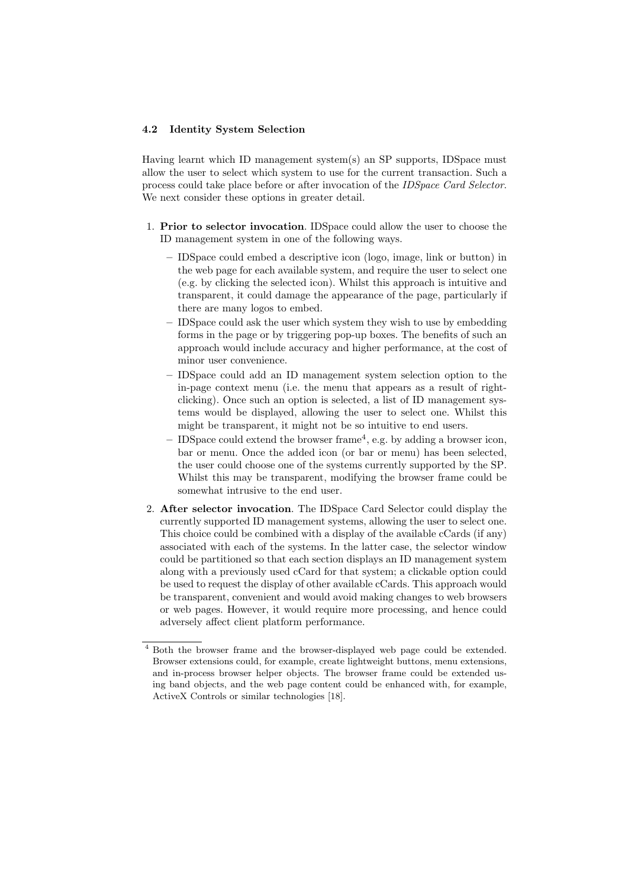### 4.2 Identity System Selection

Having learnt which ID management system(s) an SP supports, IDSpace must allow the user to select which system to use for the current transaction. Such a process could take place before or after invocation of the *IDSpace Card Selector*. We next consider these options in greater detail.

1. **Prior to selector invocation**. IDSpace could allow the user to choose the ID management system in one of the following ways.
   - IDSpace could embed a descriptive icon (logo, image, link or button) in the web page for each available system, and require the user to select one (e.g. by clicking the selected icon). Whilst this approach is intuitive and transparent, it could damage the appearance of the page, particularly if there are many logos to embed.
   - IDSpace could ask the user which system they wish to use by embedding forms in the page or by triggering pop-up boxes. The benefits of such an approach would include accuracy and higher performance, at the cost of minor user convenience.
   - IDSpace could add an ID management system selection option to the in-page context menu (i.e. the menu that appears as a result of right-clicking). Once such an option is selected, a list of ID management systems would be displayed, allowing the user to select one. Whilst this might be transparent, it might not be so intuitive to end users.
   - IDSpace could extend the browser frame[4], e.g. by adding a browser icon, bar or menu. Once the added icon (or bar or menu) has been selected, the user could choose one of the systems currently supported by the SP. Whilst this may be transparent, modifying the browser frame could be somewhat intrusive to the end user.
2. **After selector invocation**. The IDSpace Card Selector could display the currently supported ID management systems, allowing the user to select one. This choice could be combined with a display of the available cCards (if any) associated with each of the systems. In the latter case, the selector window could be partitioned so that each section displays an ID management system along with a previously used cCard for that system; a clickable option could be used to request the display of other available cCards. This approach would be transparent, convenient and would avoid making changes to web browsers or web pages. However, it would require more processing, and hence could adversely affect client platform performance.

[4] Both the browser frame and the browser-displayed web page could be extended. Browser extensions could, for example, create lightweight buttons, menu extensions, and in-process browser helper objects. The browser frame could be extended using band objects, and the web page content could be enhanced with, for example, ActiveX Controls or similar technologies [18].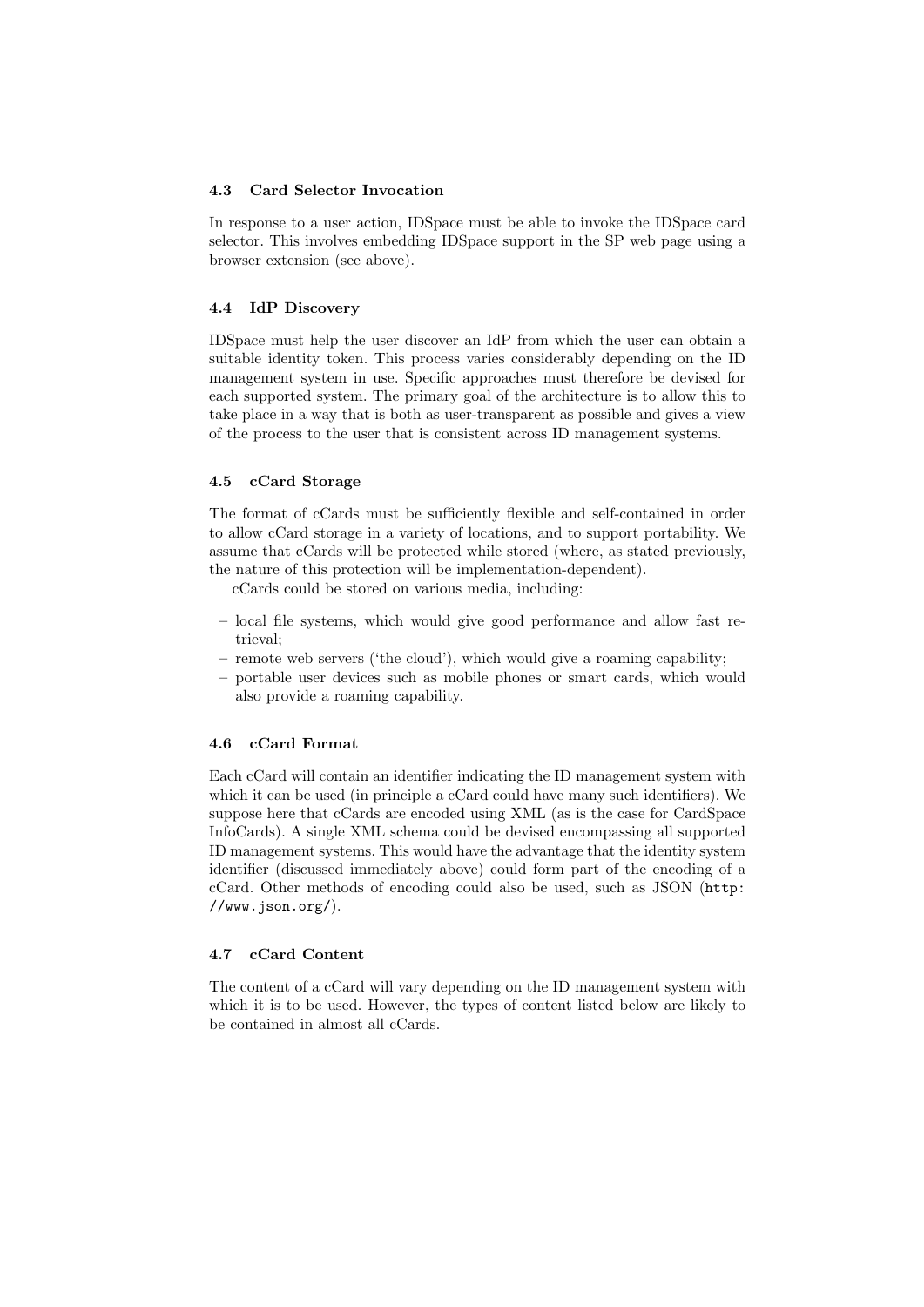### 4.3 Card Selector Invocation

In response to a user action, IDSpace must be able to invoke the IDSpace card selector. This involves embedding IDSpace support in the SP web page using a browser extension (see above).

### 4.4 IdP Discovery

IDSpace must help the user discover an IdP from which the user can obtain a suitable identity token. This process varies considerably depending on the ID management system in use. Specific approaches must therefore be devised for each supported system. The primary goal of the architecture is to allow this to take place in a way that is both as user-transparent as possible and gives a view of the process to the user that is consistent across ID management systems.

### 4.5 cCard Storage

The format of cCards must be sufficiently flexible and self-contained in order to allow cCard storage in a variety of locations, and to support portability. We assume that cCards will be protected while stored (where, as stated previously, the nature of this protection will be implementation-dependent).

cCards could be stored on various media, including:

- local file systems, which would give good performance and allow fast retrieval;
- remote web servers ('the cloud'), which would give a roaming capability;
- portable user devices such as mobile phones or smart cards, which would also provide a roaming capability.

### 4.6 cCard Format

Each cCard will contain an identifier indicating the ID management system with which it can be used (in principle a cCard could have many such identifiers). We suppose here that cCards are encoded using XML (as is the case for CardSpace InfoCards). A single XML schema could be devised encompassing all supported ID management systems. This would have the advantage that the identity system identifier (discussed immediately above) could form part of the encoding of a cCard. Other methods of encoding could also be used, such as JSON (`http://www.json.org/`).

### 4.7 cCard Content

The content of a cCard will vary depending on the ID management system with which it is to be used. However, the types of content listed below are likely to be contained in almost all cCards.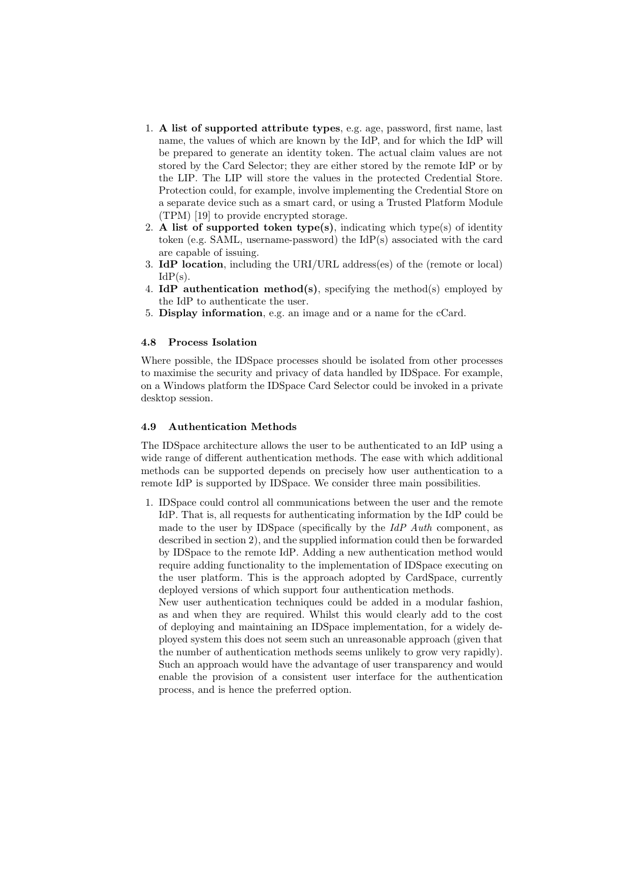1. **A list of supported attribute types**, e.g. age, password, first name, last name, the values of which are known by the IdP, and for which the IdP will be prepared to generate an identity token. The actual claim values are not stored by the Card Selector; they are either stored by the remote IdP or by the LIP. The LIP will store the values in the protected Credential Store. Protection could, for example, involve implementing the Credential Store on a separate device such as a smart card, or using a Trusted Platform Module (TPM) [19] to provide encrypted storage.
2. **A list of supported token type(s)**, indicating which type(s) of identity token (e.g. SAML, username-password) the IdP(s) associated with the card are capable of issuing.
3. **IdP location**, including the URI/URL address(es) of the (remote or local) IdP(s).
4. **IdP authentication method(s)**, specifying the method(s) employed by the IdP to authenticate the user.
5. **Display information**, e.g. an image and or a name for the cCard.

### 4.8 Process Isolation

Where possible, the IDSpace processes should be isolated from other processes to maximise the security and privacy of data handled by IDSpace. For example, on a Windows platform the IDSpace Card Selector could be invoked in a private desktop session.

### 4.9 Authentication Methods

The IDSpace architecture allows the user to be authenticated to an IdP using a wide range of different authentication methods. The ease with which additional methods can be supported depends on precisely how user authentication to a remote IdP is supported by IDSpace. We consider three main possibilities.

1. IDSpace could control all communications between the user and the remote IdP. That is, all requests for authenticating information by the IdP could be made to the user by IDSpace (specifically by the *IdP Auth* component, as described in section 2), and the supplied information could then be forwarded by IDSpace to the remote IdP. Adding a new authentication method would require adding functionality to the implementation of IDSpace executing on the user platform. This is the approach adopted by CardSpace, currently deployed versions of which support four authentication methods.
   New user authentication techniques could be added in a modular fashion, as and when they are required. Whilst this would clearly add to the cost of deploying and maintaining an IDSpace implementation, for a widely deployed system this does not seem such an unreasonable approach (given that the number of authentication methods seems unlikely to grow very rapidly). Such an approach would have the advantage of user transparency and would enable the provision of a consistent user interface for the authentication process, and is hence the preferred option.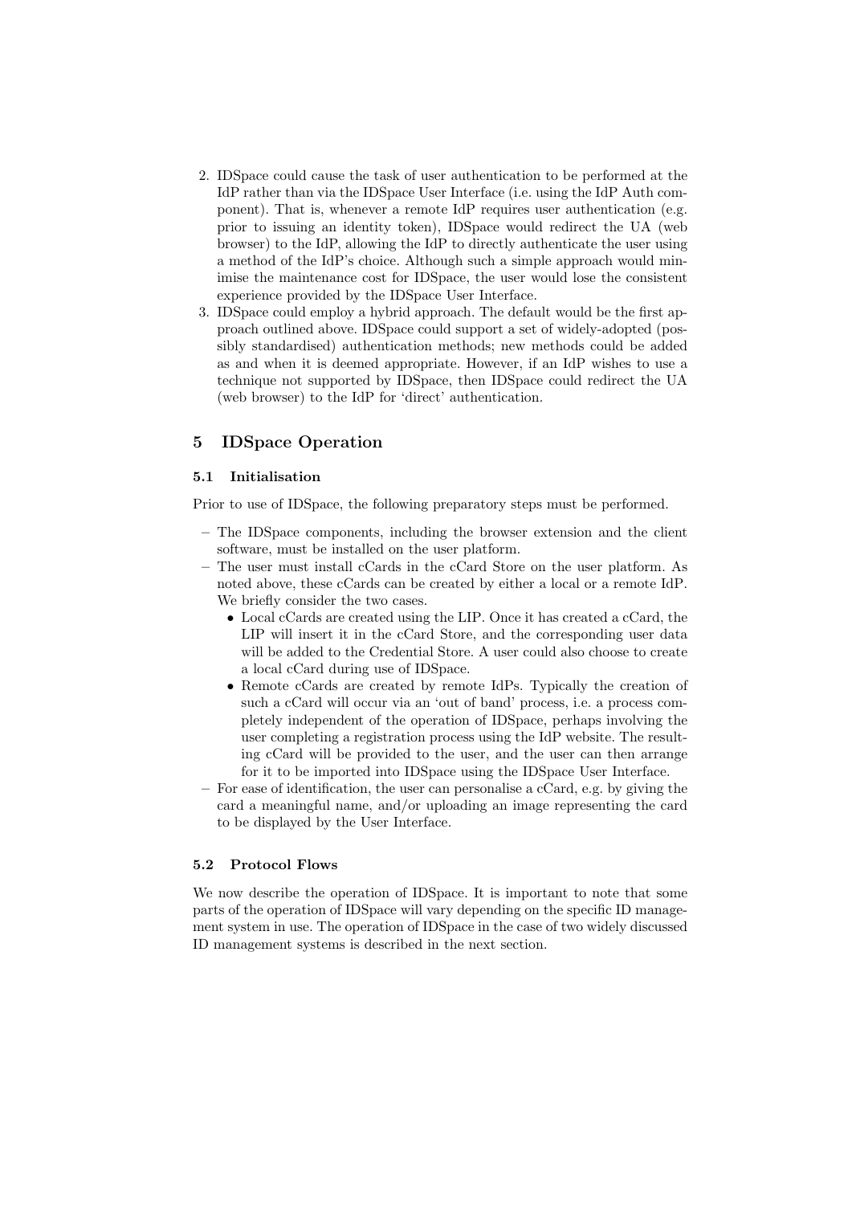2. IDSpace could cause the task of user authentication to be performed at the IdP rather than via the IDSpace User Interface (i.e. using the IdP Auth component). That is, whenever a remote IdP requires user authentication (e.g. prior to issuing an identity token), IDSpace would redirect the UA (web browser) to the IdP, allowing the IdP to directly authenticate the user using a method of the IdP's choice. Although such a simple approach would minimise the maintenance cost for IDSpace, the user would lose the consistent experience provided by the IDSpace User Interface.
3. IDSpace could employ a hybrid approach. The default would be the first approach outlined above. IDSpace could support a set of widely-adopted (possibly standardised) authentication methods; new methods could be added as and when it is deemed appropriate. However, if an IdP wishes to use a technique not supported by IDSpace, then IDSpace could redirect the UA (web browser) to the IdP for 'direct' authentication.

## 5 IDSpace Operation

### 5.1 Initialisation

Prior to use of IDSpace, the following preparatory steps must be performed.

- The IDSpace components, including the browser extension and the client software, must be installed on the user platform.
- The user must install cCards in the cCard Store on the user platform. As noted above, these cCards can be created by either a local or a remote IdP. We briefly consider the two cases.
  - Local cCards are created using the LIP. Once it has created a cCard, the LIP will insert it in the cCard Store, and the corresponding user data will be added to the Credential Store. A user could also choose to create a local cCard during use of IDSpace.
  - Remote cCards are created by remote IdPs. Typically the creation of such a cCard will occur via an 'out of band' process, i.e. a process completely independent of the operation of IDSpace, perhaps involving the user completing a registration process using the IdP website. The resulting cCard will be provided to the user, and the user can then arrange for it to be imported into IDSpace using the IDSpace User Interface.
- For ease of identification, the user can personalise a cCard, e.g. by giving the card a meaningful name, and/or uploading an image representing the card to be displayed by the User Interface.

### 5.2 Protocol Flows

We now describe the operation of IDSpace. It is important to note that some parts of the operation of IDSpace will vary depending on the specific ID management system in use. The operation of IDSpace in the case of two widely discussed ID management systems is described in the next section.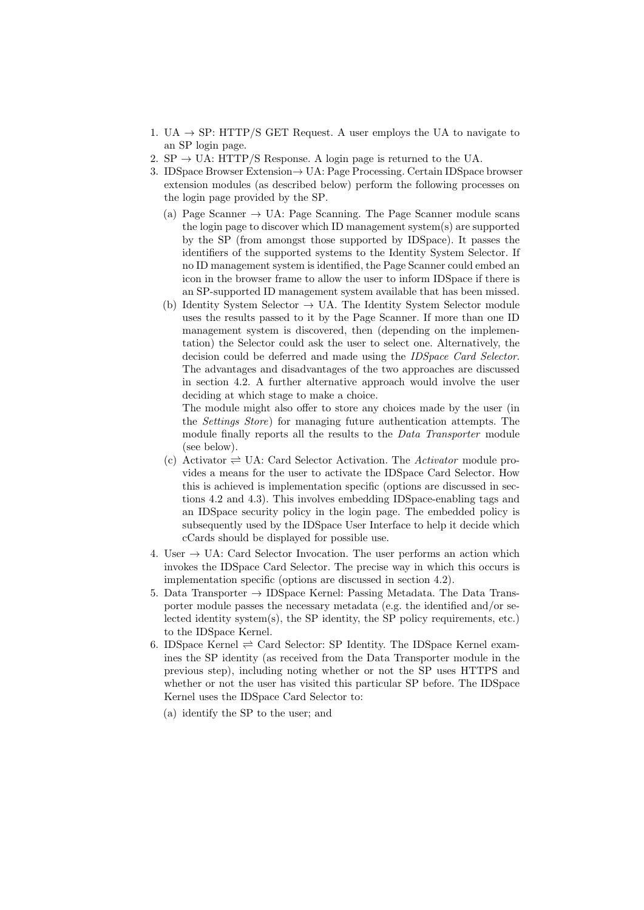1. UA → SP: HTTP/S GET Request. A user employs the UA to navigate to an SP login page.
2. SP → UA: HTTP/S Response. A login page is returned to the UA.
3. IDSpace Browser Extension→ UA: Page Processing. Certain IDSpace browser extension modules (as described below) perform the following processes on the login page provided by the SP.
   (a) Page Scanner → UA: Page Scanning. The Page Scanner module scans the login page to discover which ID management system(s) are supported by the SP (from amongst those supported by IDSpace). It passes the identifiers of the supported systems to the Identity System Selector. If no ID management system is identified, the Page Scanner could embed an icon in the browser frame to allow the user to inform IDSpace if there is an SP-supported ID management system available that has been missed.
   (b) Identity System Selector → UA. The Identity System Selector module uses the results passed to it by the Page Scanner. If more than one ID management system is discovered, then (depending on the implementation) the Selector could ask the user to select one. Alternatively, the decision could be deferred and made using the *IDSpace Card Selector*. The advantages and disadvantages of the two approaches are discussed in section 4.2. A further alternative approach would involve the user deciding at which stage to make a choice.

       The module might also offer to store any choices made by the user (in the *Settings Store*) for managing future authentication attempts. The module finally reports all the results to the *Data Transporter* module (see below).
   (c) Activator ⇌ UA: Card Selector Activation. The *Activator* module provides a means for the user to activate the IDSpace Card Selector. How this is achieved is implementation specific (options are discussed in sections 4.2 and 4.3). This involves embedding IDSpace-enabling tags and an IDSpace security policy in the login page. The embedded policy is subsequently used by the IDSpace User Interface to help it decide which cCards should be displayed for possible use.
4. User → UA: Card Selector Invocation. The user performs an action which invokes the IDSpace Card Selector. The precise way in which this occurs is implementation specific (options are discussed in section 4.2).
5. Data Transporter → IDSpace Kernel: Passing Metadata. The Data Transporter module passes the necessary metadata (e.g. the identified and/or selected identity system(s), the SP identity, the SP policy requirements, etc.) to the IDSpace Kernel.
6. IDSpace Kernel ⇌ Card Selector: SP Identity. The IDSpace Kernel examines the SP identity (as received from the Data Transporter module in the previous step), including noting whether or not the SP uses HTTPS and whether or not the user has visited this particular SP before. The IDSpace Kernel uses the IDSpace Card Selector to:
   (a) identify the SP to the user; and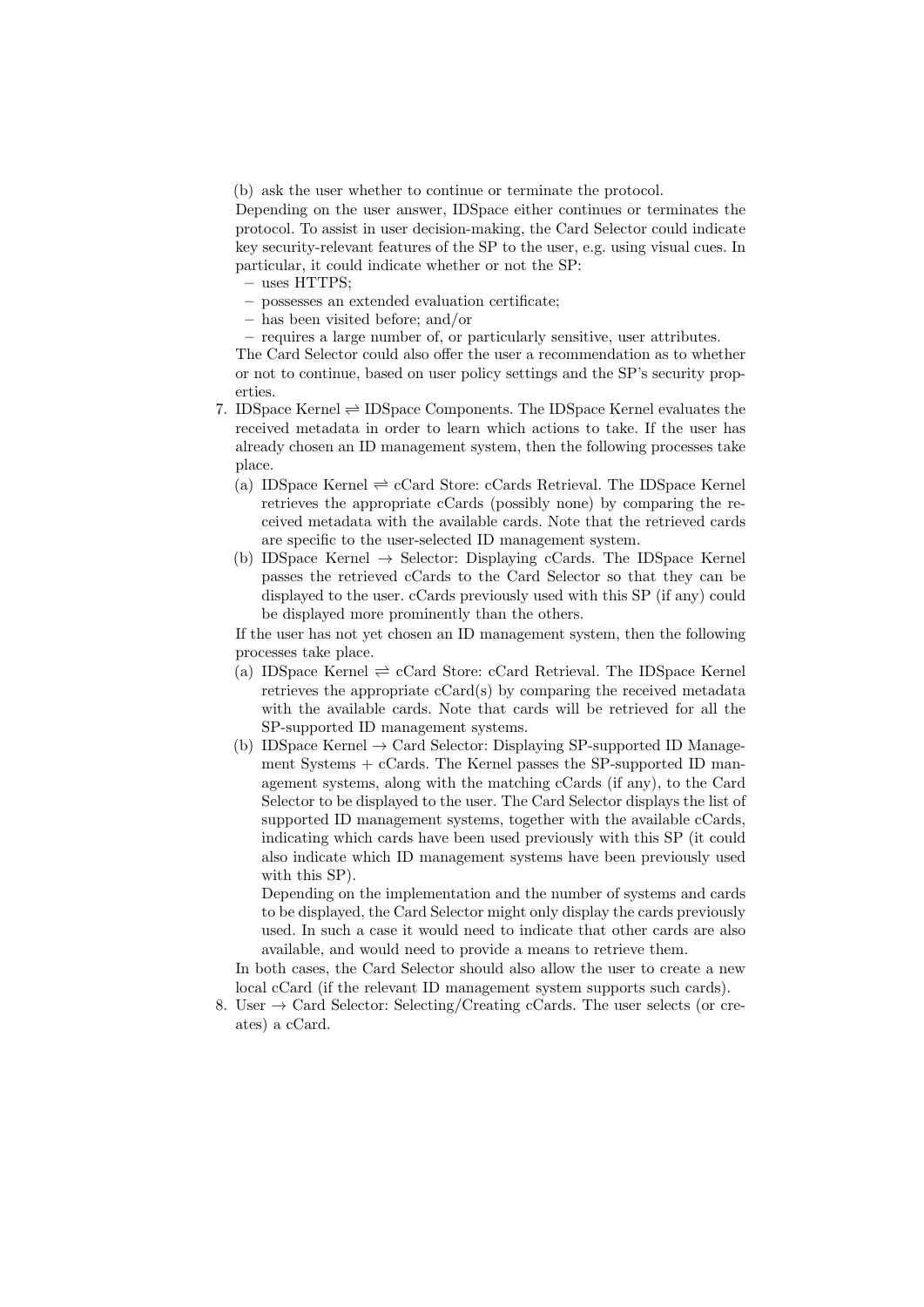(b) ask the user whether to continue or terminate the protocol.

Depending on the user answer, IDSpace either continues or terminates the protocol. To assist in user decision-making, the Card Selector could indicate key security-relevant features of the SP to the user, e.g. using visual cues. In particular, it could indicate whether or not the SP:

– uses HTTPS;
– possesses an extended evaluation certificate;
– has been visited before; and/or
– requires a large number of, or particularly sensitive, user attributes.

The Card Selector could also offer the user a recommendation as to whether or not to continue, based on user policy settings and the SP's security properties.

7. IDSpace Kernel ⇌ IDSpace Components. The IDSpace Kernel evaluates the received metadata in order to learn which actions to take. If the user has already chosen an ID management system, then the following processes take place.
   (a) IDSpace Kernel ⇌ cCard Store: cCards Retrieval. The IDSpace Kernel retrieves the appropriate cCards (possibly none) by comparing the received metadata with the available cards. Note that the retrieved cards are specific to the user-selected ID management system.
   (b) IDSpace Kernel → Selector: Displaying cCards. The IDSpace Kernel passes the retrieved cCards to the Card Selector so that they can be displayed to the user. cCards previously used with this SP (if any) could be displayed more prominently than the others.

   If the user has not yet chosen an ID management system, then the following processes take place.
   (a) IDSpace Kernel ⇌ cCard Store: cCard Retrieval. The IDSpace Kernel retrieves the appropriate cCard(s) by comparing the received metadata with the available cards. Note that cards will be retrieved for all the SP-supported ID management systems.
   (b) IDSpace Kernel → Card Selector: Displaying SP-supported ID Management Systems + cCards. The Kernel passes the SP-supported ID management systems, along with the matching cCards (if any), to the Card Selector to be displayed to the user. The Card Selector displays the list of supported ID management systems, together with the available cCards, indicating which cards have been used previously with this SP (it could also indicate which ID management systems have been previously used with this SP).

      Depending on the implementation and the number of systems and cards to be displayed, the Card Selector might only display the cards previously used. In such a case it would need to indicate that other cards are also available, and would need to provide a means to retrieve them.

   In both cases, the Card Selector should also allow the user to create a new local cCard (if the relevant ID management system supports such cards).
8. User → Card Selector: Selecting/Creating cCards. The user selects (or creates) a cCard.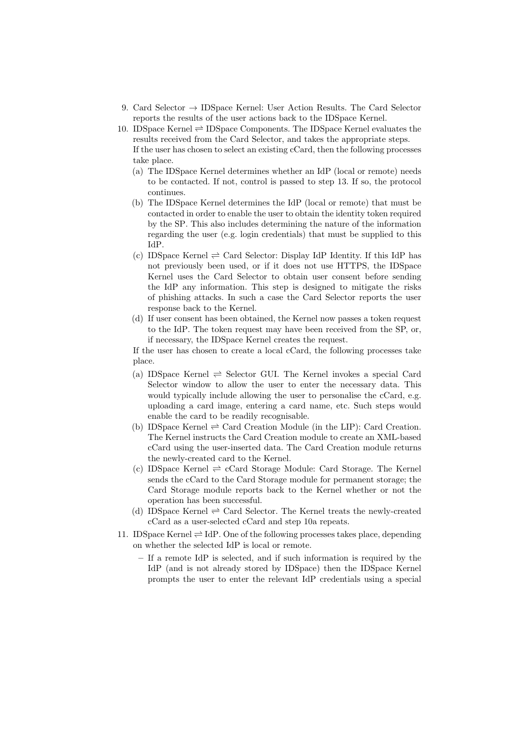9. Card Selector → IDSpace Kernel: User Action Results. The Card Selector reports the results of the user actions back to the IDSpace Kernel.
10. IDSpace Kernel ⇌ IDSpace Components. The IDSpace Kernel evaluates the results received from the Card Selector, and takes the appropriate steps.
    If the user has chosen to select an existing cCard, then the following processes take place.
    (a) The IDSpace Kernel determines whether an IdP (local or remote) needs to be contacted. If not, control is passed to step 13. If so, the protocol continues.
    (b) The IDSpace Kernel determines the IdP (local or remote) that must be contacted in order to enable the user to obtain the identity token required by the SP. This also includes determining the nature of the information regarding the user (e.g. login credentials) that must be supplied to this IdP.
    (c) IDSpace Kernel ⇌ Card Selector: Display IdP Identity. If this IdP has not previously been used, or if it does not use HTTPS, the IDSpace Kernel uses the Card Selector to obtain user consent before sending the IdP any information. This step is designed to mitigate the risks of phishing attacks. In such a case the Card Selector reports the user response back to the Kernel.
    (d) If user consent has been obtained, the Kernel now passes a token request to the IdP. The token request may have been received from the SP, or, if necessary, the IDSpace Kernel creates the request.

    If the user has chosen to create a local cCard, the following processes take place.
    (a) IDSpace Kernel ⇌ Selector GUI. The Kernel invokes a special Card Selector window to allow the user to enter the necessary data. This would typically include allowing the user to personalise the cCard, e.g. uploading a card image, entering a card name, etc. Such steps would enable the card to be readily recognisable.
    (b) IDSpace Kernel ⇌ Card Creation Module (in the LIP): Card Creation. The Kernel instructs the Card Creation module to create an XML-based cCard using the user-inserted data. The Card Creation module returns the newly-created card to the Kernel.
    (c) IDSpace Kernel ⇌ cCard Storage Module: Card Storage. The Kernel sends the cCard to the Card Storage module for permanent storage; the Card Storage module reports back to the Kernel whether or not the operation has been successful.
    (d) IDSpace Kernel ⇌ Card Selector. The Kernel treats the newly-created cCard as a user-selected cCard and step 10a repeats.
11. IDSpace Kernel ⇌ IdP. One of the following processes takes place, depending on whether the selected IdP is local or remote.
    – If a remote IdP is selected, and if such information is required by the IdP (and is not already stored by IDSpace) then the IDSpace Kernel prompts the user to enter the relevant IdP credentials using a special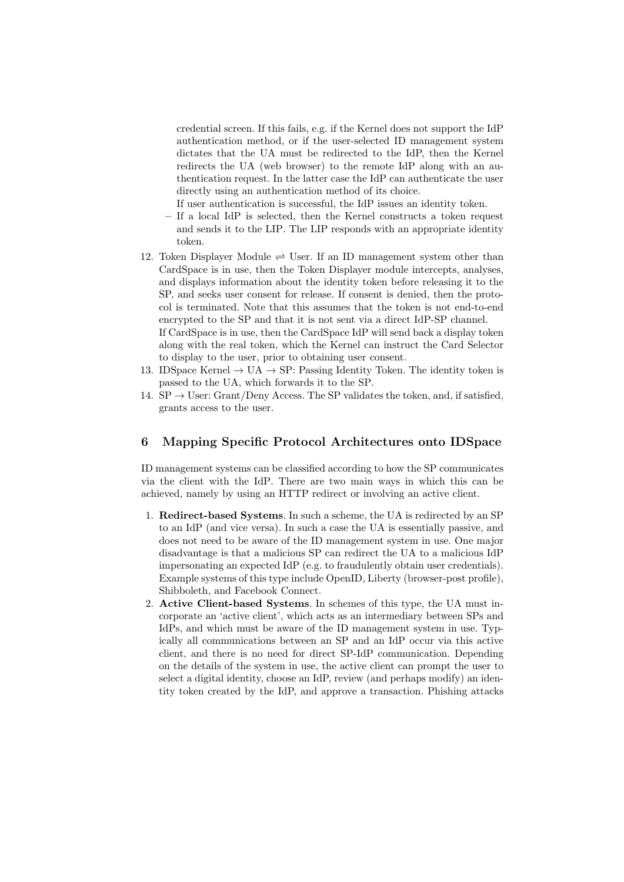credential screen. If this fails, e.g. if the Kernel does not support the IdP authentication method, or if the user-selected ID management system dictates that the UA must be redirected to the IdP, then the Kernel redirects the UA (web browser) to the remote IdP along with an authentication request. In the latter case the IdP can authenticate the user directly using an authentication method of its choice.

  If user authentication is successful, the IdP issues an identity token.

  – If a local IdP is selected, then the Kernel constructs a token request and sends it to the LIP. The LIP responds with an appropriate identity token.

12. Token Displayer Module $\rightleftharpoons$ User. If an ID management system other than CardSpace is in use, then the Token Displayer module intercepts, analyses, and displays information about the identity token before releasing it to the SP, and seeks user consent for release. If consent is denied, then the protocol is terminated. Note that this assumes that the token is not end-to-end encrypted to the SP and that it is not sent via a direct IdP-SP channel.

    If CardSpace is in use, then the CardSpace IdP will send back a display token along with the real token, which the Kernel can instruct the Card Selector to display to the user, prior to obtaining user consent.
13. IDSpace Kernel $\rightarrow$ UA $\rightarrow$ SP: Passing Identity Token. The identity token is passed to the UA, which forwards it to the SP.
14. SP $\rightarrow$ User: Grant/Deny Access. The SP validates the token, and, if satisfied, grants access to the user.

## 6 Mapping Specific Protocol Architectures onto IDSpace

ID management systems can be classified according to how the SP communicates via the client with the IdP. There are two main ways in which this can be achieved, namely by using an HTTP redirect or involving an active client.

1. **Redirect-based Systems**. In such a scheme, the UA is redirected by an SP to an IdP (and vice versa). In such a case the UA is essentially passive, and does not need to be aware of the ID management system in use. One major disadvantage is that a malicious SP can redirect the UA to a malicious IdP impersonating an expected IdP (e.g. to fraudulently obtain user credentials). Example systems of this type include OpenID, Liberty (browser-post profile), Shibboleth, and Facebook Connect.
2. **Active Client-based Systems**. In schemes of this type, the UA must incorporate an 'active client', which acts as an intermediary between SPs and IdPs, and which must be aware of the ID management system in use. Typically all communications between an SP and an IdP occur via this active client, and there is no need for direct SP-IdP communication. Depending on the details of the system in use, the active client can prompt the user to select a digital identity, choose an IdP, review (and perhaps modify) an identity token created by the IdP, and approve a transaction. Phishing attacks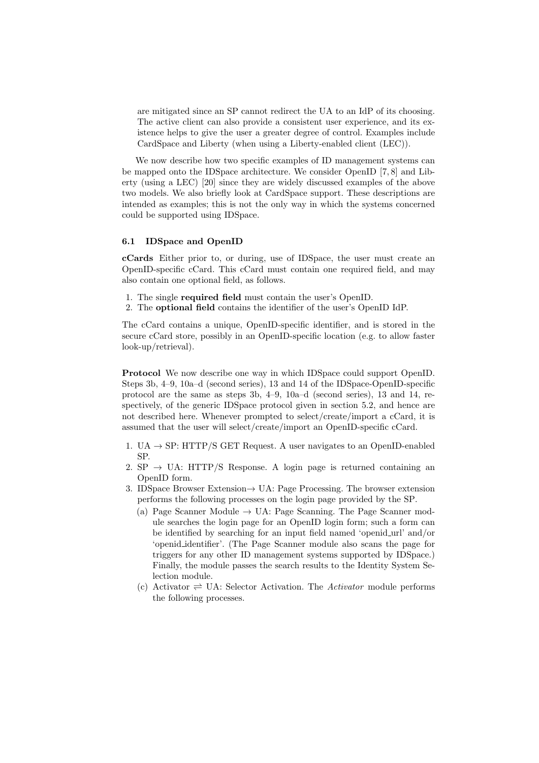are mitigated since an SP cannot redirect the UA to an IdP of its choosing. The active client can also provide a consistent user experience, and its existence helps to give the user a greater degree of control. Examples include CardSpace and Liberty (when using a Liberty-enabled client (LEC)).

We now describe how two specific examples of ID management systems can be mapped onto the IDSpace architecture. We consider OpenID [7, 8] and Liberty (using a LEC) [20] since they are widely discussed examples of the above two models. We also briefly look at CardSpace support. These descriptions are intended as examples; this is not the only way in which the systems concerned could be supported using IDSpace.

### 6.1 IDSpace and OpenID

**cCards** Either prior to, or during, use of IDSpace, the user must create an OpenID-specific cCard. This cCard must contain one required field, and may also contain one optional field, as follows.

1. The single **required field** must contain the user's OpenID.
2. The **optional field** contains the identifier of the user's OpenID IdP.

The cCard contains a unique, OpenID-specific identifier, and is stored in the secure cCard store, possibly in an OpenID-specific location (e.g. to allow faster look-up/retrieval).

**Protocol** We now describe one way in which IDSpace could support OpenID. Steps 3b, 4–9, 10a–d (second series), 13 and 14 of the IDSpace-OpenID-specific protocol are the same as steps 3b, 4–9, 10a–d (second series), 13 and 14, respectively, of the generic IDSpace protocol given in section 5.2, and hence are not described here. Whenever prompted to select/create/import a cCard, it is assumed that the user will select/create/import an OpenID-specific cCard.

1. UA → SP: HTTP/S GET Request. A user navigates to an OpenID-enabled SP.
2. SP → UA: HTTP/S Response. A login page is returned containing an OpenID form.
3. IDSpace Browser Extension→ UA: Page Processing. The browser extension performs the following processes on the login page provided by the SP.
   (a) Page Scanner Module → UA: Page Scanning. The Page Scanner module searches the login page for an OpenID login form; such a form can be identified by searching for an input field named 'openid_url' and/or 'openid_identifier'. (The Page Scanner module also scans the page for triggers for any other ID management systems supported by IDSpace.) Finally, the module passes the search results to the Identity System Selection module.
   (c) Activator ⇌ UA: Selector Activation. The *Activator* module performs the following processes.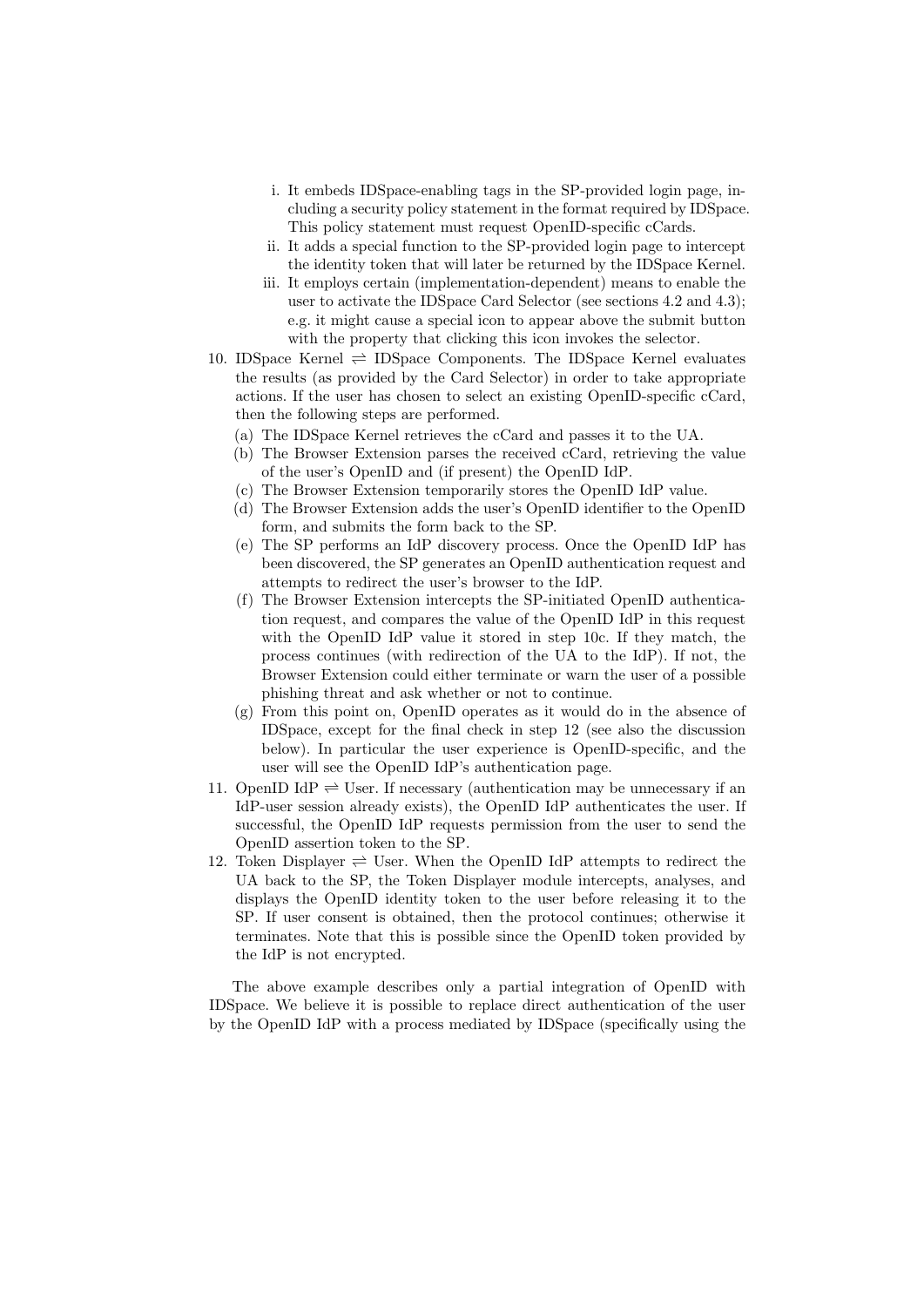i. It embeds IDSpace-enabling tags in the SP-provided login page, including a security policy statement in the format required by IDSpace. This policy statement must request OpenID-specific cCards.
   ii. It adds a special function to the SP-provided login page to intercept the identity token that will later be returned by the IDSpace Kernel.
   iii. It employs certain (implementation-dependent) means to enable the user to activate the IDSpace Card Selector (see sections 4.2 and 4.3); e.g. it might cause a special icon to appear above the submit button with the property that clicking this icon invokes the selector.

10. IDSpace Kernel $\rightleftharpoons$ IDSpace Components. The IDSpace Kernel evaluates the results (as provided by the Card Selector) in order to take appropriate actions. If the user has chosen to select an existing OpenID-specific cCard, then the following steps are performed.
    (a) The IDSpace Kernel retrieves the cCard and passes it to the UA.
    (b) The Browser Extension parses the received cCard, retrieving the value of the user's OpenID and (if present) the OpenID IdP.
    (c) The Browser Extension temporarily stores the OpenID IdP value.
    (d) The Browser Extension adds the user's OpenID identifier to the OpenID form, and submits the form back to the SP.
    (e) The SP performs an IdP discovery process. Once the OpenID IdP has been discovered, the SP generates an OpenID authentication request and attempts to redirect the user's browser to the IdP.
    (f) The Browser Extension intercepts the SP-initiated OpenID authentication request, and compares the value of the OpenID IdP in this request with the OpenID IdP value it stored in step 10c. If they match, the process continues (with redirection of the UA to the IdP). If not, the Browser Extension could either terminate or warn the user of a possible phishing threat and ask whether or not to continue.
    (g) From this point on, OpenID operates as it would do in the absence of IDSpace, except for the final check in step 12 (see also the discussion below). In particular the user experience is OpenID-specific, and the user will see the OpenID IdP's authentication page.
11. OpenID IdP $\rightleftharpoons$ User. If necessary (authentication may be unnecessary if an IdP-user session already exists), the OpenID IdP authenticates the user. If successful, the OpenID IdP requests permission from the user to send the OpenID assertion token to the SP.
12. Token Displayer $\rightleftharpoons$ User. When the OpenID IdP attempts to redirect the UA back to the SP, the Token Displayer module intercepts, analyses, and displays the OpenID identity token to the user before releasing it to the SP. If user consent is obtained, then the protocol continues; otherwise it terminates. Note that this is possible since the OpenID token provided by the IdP is not encrypted.

The above example describes only a partial integration of OpenID with IDSpace. We believe it is possible to replace direct authentication of the user by the OpenID IdP with a process mediated by IDSpace (specifically using the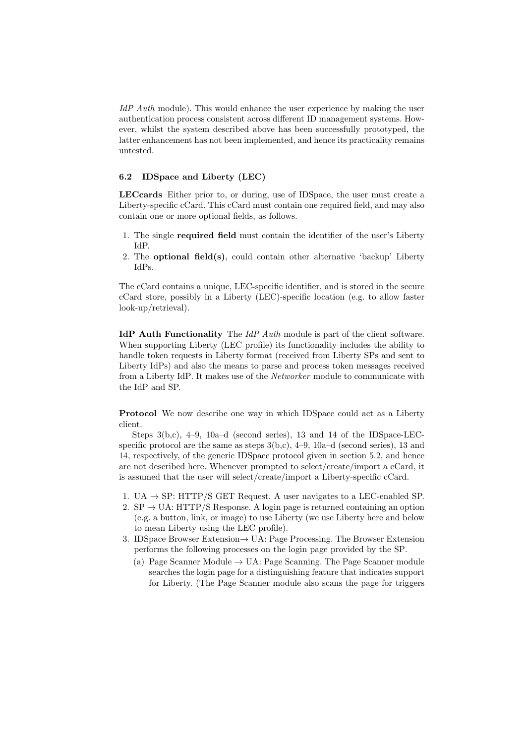*IdP Auth* module). This would enhance the user experience by making the user authentication process consistent across different ID management systems. However, whilst the system described above has been successfully prototyped, the latter enhancement has not been implemented, and hence its practicality remains untested.

### 6.2 IDSpace and Liberty (LEC)

**LECcards** Either prior to, or during, use of IDSpace, the user must create a Liberty-specific cCard. This cCard must contain one required field, and may also contain one or more optional fields, as follows.

1. The single **required field** must contain the identifier of the user's Liberty IdP.
2. The **optional field(s)**, could contain other alternative 'backup' Liberty IdPs.

The cCard contains a unique, LEC-specific identifier, and is stored in the secure cCard store, possibly in a Liberty (LEC)-specific location (e.g. to allow faster look-up/retrieval).

**IdP Auth Functionality** The *IdP Auth* module is part of the client software. When supporting Liberty (LEC profile) its functionality includes the ability to handle token requests in Liberty format (received from Liberty SPs and sent to Liberty IdPs) and also the means to parse and process token messages received from a Liberty IdP. It makes use of the *Networker* module to communicate with the IdP and SP.

**Protocol** We now describe one way in which IDSpace could act as a Liberty client.

Steps 3(b,c), 4–9, 10a–d (second series), 13 and 14 of the IDSpace-LEC-specific protocol are the same as steps 3(b,c), 4–9, 10a–d (second series), 13 and 14, respectively, of the generic IDSpace protocol given in section 5.2, and hence are not described here. Whenever prompted to select/create/import a cCard, it is assumed that the user will select/create/import a Liberty-specific cCard.

1. UA → SP: HTTP/S GET Request. A user navigates to a LEC-enabled SP.
2. SP → UA: HTTP/S Response. A login page is returned containing an option (e.g. a button, link, or image) to use Liberty (we use Liberty here and below to mean Liberty using the LEC profile).
3. IDSpace Browser Extension→ UA: Page Processing. The Browser Extension performs the following processes on the login page provided by the SP.
   (a) Page Scanner Module → UA: Page Scanning. The Page Scanner module searches the login page for a distinguishing feature that indicates support for Liberty. (The Page Scanner module also scans the page for triggers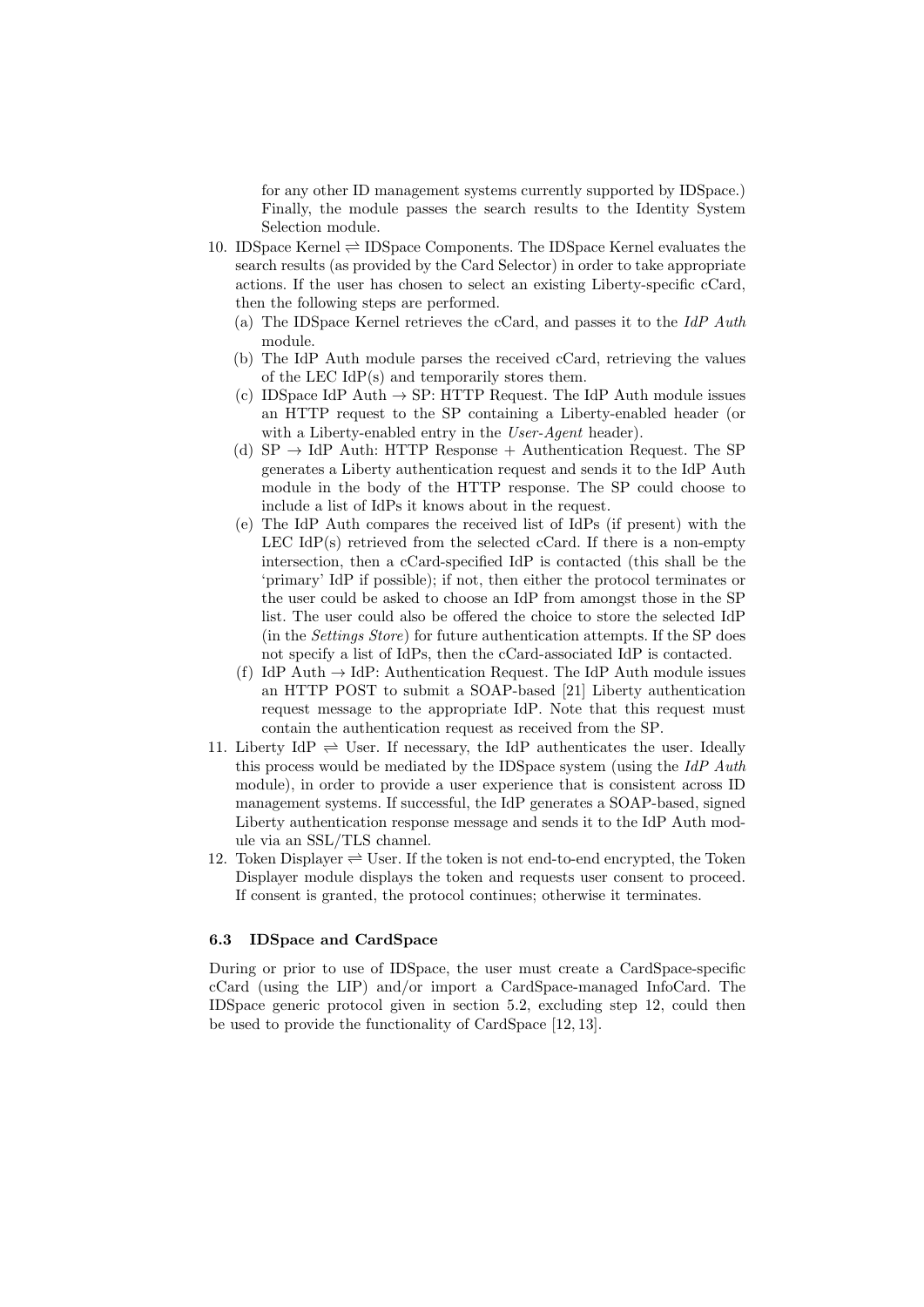for any other ID management systems currently supported by IDSpace.) Finally, the module passes the search results to the Identity System Selection module.

10. IDSpace Kernel ⇌ IDSpace Components. The IDSpace Kernel evaluates the search results (as provided by the Card Selector) in order to take appropriate actions. If the user has chosen to select an existing Liberty-specific cCard, then the following steps are performed.
    (a) The IDSpace Kernel retrieves the cCard, and passes it to the *IdP Auth* module.
    (b) The IdP Auth module parses the received cCard, retrieving the values of the LEC IdP(s) and temporarily stores them.
    (c) IDSpace IdP Auth → SP: HTTP Request. The IdP Auth module issues an HTTP request to the SP containing a Liberty-enabled header (or with a Liberty-enabled entry in the *User-Agent* header).
    (d) SP → IdP Auth: HTTP Response + Authentication Request. The SP generates a Liberty authentication request and sends it to the IdP Auth module in the body of the HTTP response. The SP could choose to include a list of IdPs it knows about in the request.
    (e) The IdP Auth compares the received list of IdPs (if present) with the LEC IdP(s) retrieved from the selected cCard. If there is a non-empty intersection, then a cCard-specified IdP is contacted (this shall be the 'primary' IdP if possible); if not, then either the protocol terminates or the user could be asked to choose an IdP from amongst those in the SP list. The user could also be offered the choice to store the selected IdP (in the *Settings Store*) for future authentication attempts. If the SP does not specify a list of IdPs, then the cCard-associated IdP is contacted.
    (f) IdP Auth → IdP: Authentication Request. The IdP Auth module issues an HTTP POST to submit a SOAP-based [21] Liberty authentication request message to the appropriate IdP. Note that this request must contain the authentication request as received from the SP.
11. Liberty IdP ⇌ User. If necessary, the IdP authenticates the user. Ideally this process would be mediated by the IDSpace system (using the *IdP Auth* module), in order to provide a user experience that is consistent across ID management systems. If successful, the IdP generates a SOAP-based, signed Liberty authentication response message and sends it to the IdP Auth module via an SSL/TLS channel.
12. Token Displayer ⇌ User. If the token is not end-to-end encrypted, the Token Displayer module displays the token and requests user consent to proceed. If consent is granted, the protocol continues; otherwise it terminates.

### 6.3 IDSpace and CardSpace

During or prior to use of IDSpace, the user must create a CardSpace-specific cCard (using the LIP) and/or import a CardSpace-managed InfoCard. The IDSpace generic protocol given in section 5.2, excluding step 12, could then be used to provide the functionality of CardSpace [12, 13].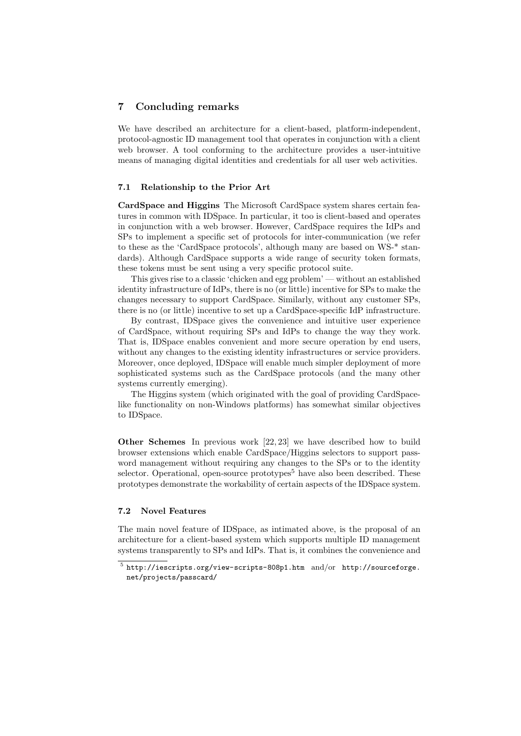## 7 Concluding remarks

We have described an architecture for a client-based, platform-independent, protocol-agnostic ID management tool that operates in conjunction with a client web browser. A tool conforming to the architecture provides a user-intuitive means of managing digital identities and credentials for all user web activities.

### 7.1 Relationship to the Prior Art

**CardSpace and Higgins** The Microsoft CardSpace system shares certain features in common with IDSpace. In particular, it too is client-based and operates in conjunction with a web browser. However, CardSpace requires the IdPs and SPs to implement a specific set of protocols for inter-communication (we refer to these as the 'CardSpace protocols', although many are based on WS-* standards). Although CardSpace supports a wide range of security token formats, these tokens must be sent using a very specific protocol suite.

This gives rise to a classic 'chicken and egg problem' — without an established identity infrastructure of IdPs, there is no (or little) incentive for SPs to make the changes necessary to support CardSpace. Similarly, without any customer SPs, there is no (or little) incentive to set up a CardSpace-specific IdP infrastructure.

By contrast, IDSpace gives the convenience and intuitive user experience of CardSpace, without requiring SPs and IdPs to change the way they work. That is, IDSpace enables convenient and more secure operation by end users, without any changes to the existing identity infrastructures or service providers. Moreover, once deployed, IDSpace will enable much simpler deployment of more sophisticated systems such as the CardSpace protocols (and the many other systems currently emerging).

The Higgins system (which originated with the goal of providing CardSpace-like functionality on non-Windows platforms) has somewhat similar objectives to IDSpace.

**Other Schemes** In previous work [22, 23] we have described how to build browser extensions which enable CardSpace/Higgins selectors to support password management without requiring any changes to the SPs or to the identity selector. Operational, open-source prototypes[5] have also been described. These prototypes demonstrate the workability of certain aspects of the IDSpace system.

### 7.2 Novel Features

The main novel feature of IDSpace, as intimated above, is the proposal of an architecture for a client-based system which supports multiple ID management systems transparently to SPs and IdPs. That is, it combines the convenience and

[5] http://iescripts.org/view-scripts-808p1.htm and/or http://sourceforge.net/projects/passcard/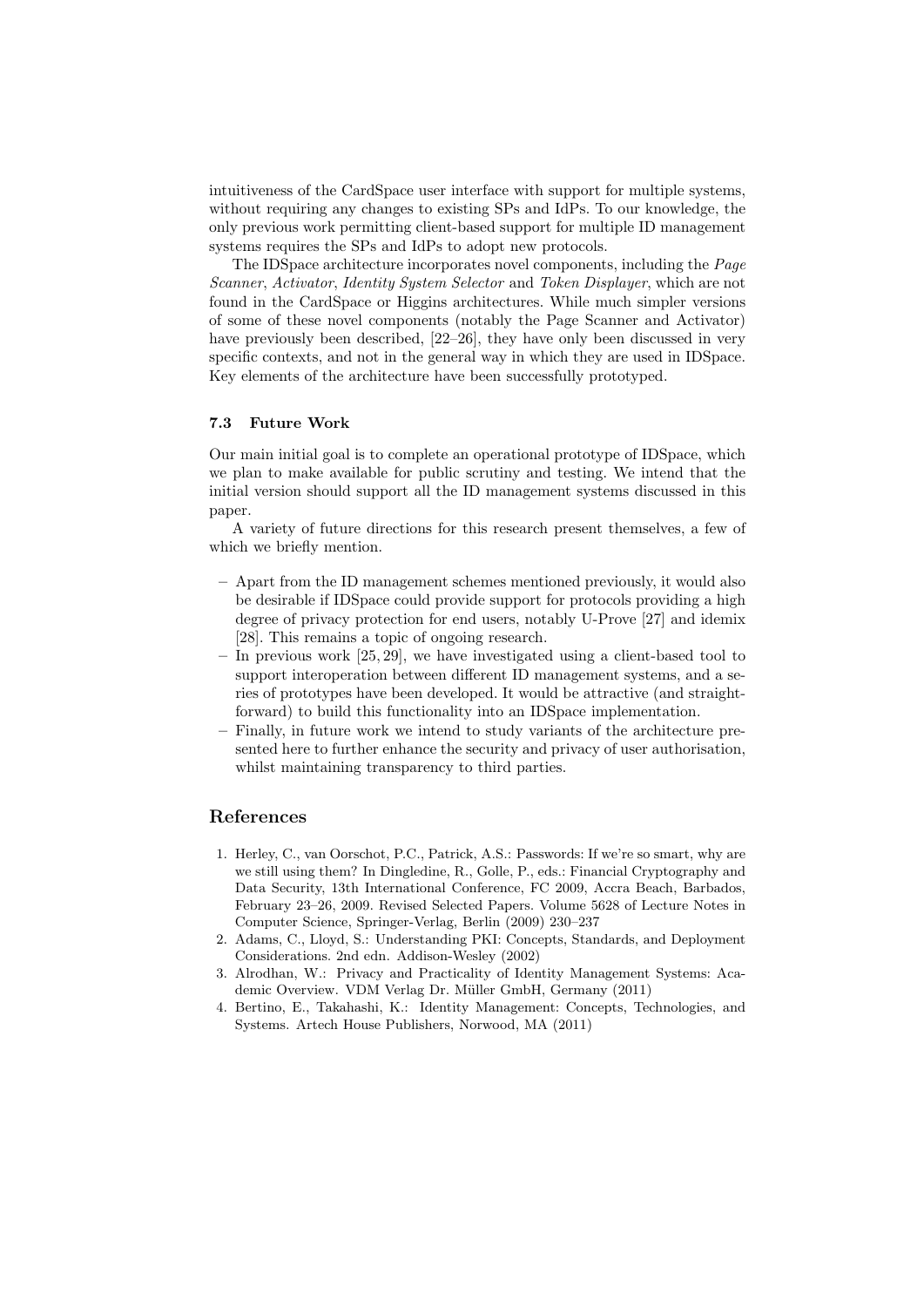intuitiveness of the CardSpace user interface with support for multiple systems, without requiring any changes to existing SPs and IdPs. To our knowledge, the only previous work permitting client-based support for multiple ID management systems requires the SPs and IdPs to adopt new protocols.

The IDSpace architecture incorporates novel components, including the *Page Scanner*, *Activator*, *Identity System Selector* and *Token Displayer*, which are not found in the CardSpace or Higgins architectures. While much simpler versions of some of these novel components (notably the Page Scanner and Activator) have previously been described, [22–26], they have only been discussed in very specific contexts, and not in the general way in which they are used in IDSpace. Key elements of the architecture have been successfully prototyped.

### 7.3 Future Work

Our main initial goal is to complete an operational prototype of IDSpace, which we plan to make available for public scrutiny and testing. We intend that the initial version should support all the ID management systems discussed in this paper.

A variety of future directions for this research present themselves, a few of which we briefly mention.

- Apart from the ID management schemes mentioned previously, it would also be desirable if IDSpace could provide support for protocols providing a high degree of privacy protection for end users, notably U-Prove [27] and idemix [28]. This remains a topic of ongoing research.
- In previous work [25, 29], we have investigated using a client-based tool to support interoperation between different ID management systems, and a series of prototypes have been developed. It would be attractive (and straightforward) to build this functionality into an IDSpace implementation.
- Finally, in future work we intend to study variants of the architecture presented here to further enhance the security and privacy of user authorisation, whilst maintaining transparency to third parties.

## References

1. Herley, C., van Oorschot, P.C., Patrick, A.S.: Passwords: If we're so smart, why are we still using them? In Dingledine, R., Golle, P., eds.: Financial Cryptography and Data Security, 13th International Conference, FC 2009, Accra Beach, Barbados, February 23–26, 2009. Revised Selected Papers. Volume 5628 of Lecture Notes in Computer Science, Springer-Verlag, Berlin (2009) 230–237
2. Adams, C., Lloyd, S.: Understanding PKI: Concepts, Standards, and Deployment Considerations. 2nd edn. Addison-Wesley (2002)
3. Alrodhan, W.: Privacy and Practicality of Identity Management Systems: Academic Overview. VDM Verlag Dr. Müller GmbH, Germany (2011)
4. Bertino, E., Takahashi, K.: Identity Management: Concepts, Technologies, and Systems. Artech House Publishers, Norwood, MA (2011)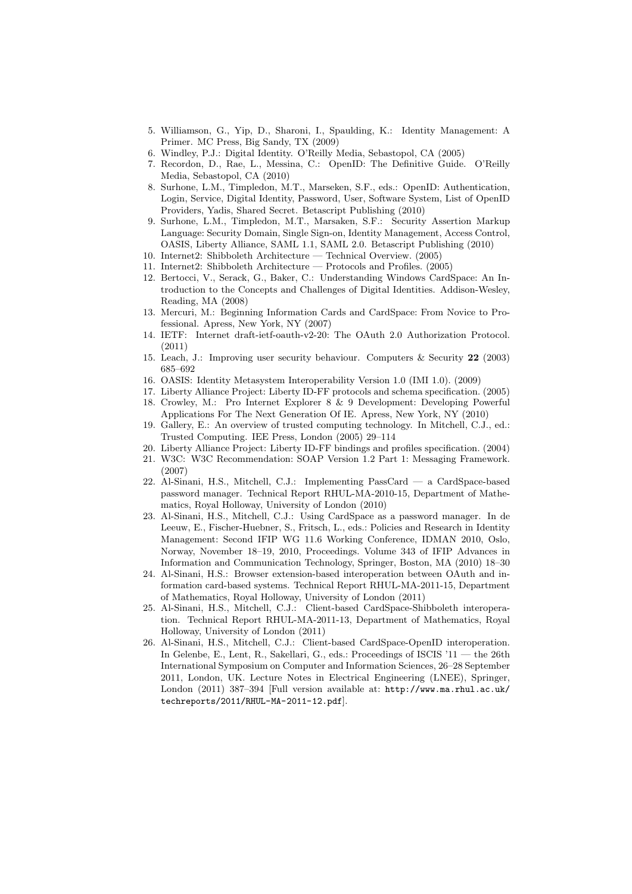5. Williamson, G., Yip, D., Sharoni, I., Spaulding, K.: Identity Management: A Primer. MC Press, Big Sandy, TX (2009)
6. Windley, P.J.: Digital Identity. O'Reilly Media, Sebastopol, CA (2005)
7. Recordon, D., Rae, L., Messina, C.: OpenID: The Definitive Guide. O'Reilly Media, Sebastopol, CA (2010)
8. Surhone, L.M., Timpledon, M.T., Marseken, S.F., eds.: OpenID: Authentication, Login, Service, Digital Identity, Password, User, Software System, List of OpenID Providers, Yadis, Shared Secret. Betascript Publishing (2010)
9. Surhone, L.M., Timpledon, M.T., Marsaken, S.F.: Security Assertion Markup Language: Security Domain, Single Sign-on, Identity Management, Access Control, OASIS, Liberty Alliance, SAML 1.1, SAML 2.0. Betascript Publishing (2010)
10. Internet2: Shibboleth Architecture — Technical Overview. (2005)
11. Internet2: Shibboleth Architecture — Protocols and Profiles. (2005)
12. Bertocci, V., Serack, G., Baker, C.: Understanding Windows CardSpace: An Introduction to the Concepts and Challenges of Digital Identities. Addison-Wesley, Reading, MA (2008)
13. Mercuri, M.: Beginning Information Cards and CardSpace: From Novice to Professional. Apress, New York, NY (2007)
14. IETF: Internet draft-ietf-oauth-v2-20: The OAuth 2.0 Authorization Protocol. (2011)
15. Leach, J.: Improving user security behaviour. Computers & Security **22** (2003) 685–692
16. OASIS: Identity Metasystem Interoperability Version 1.0 (IMI 1.0). (2009)
17. Liberty Alliance Project: Liberty ID-FF protocols and schema specification. (2005)
18. Crowley, M.: Pro Internet Explorer 8 & 9 Development: Developing Powerful Applications For The Next Generation Of IE. Apress, New York, NY (2010)
19. Gallery, E.: An overview of trusted computing technology. In Mitchell, C.J., ed.: Trusted Computing. IEE Press, London (2005) 29–114
20. Liberty Alliance Project: Liberty ID-FF bindings and profiles specification. (2004)
21. W3C: W3C Recommendation: SOAP Version 1.2 Part 1: Messaging Framework. (2007)
22. Al-Sinani, H.S., Mitchell, C.J.: Implementing PassCard — a CardSpace-based password manager. Technical Report RHUL-MA-2010-15, Department of Mathematics, Royal Holloway, University of London (2010)
23. Al-Sinani, H.S., Mitchell, C.J.: Using CardSpace as a password manager. In de Leeuw, E., Fischer-Huebner, S., Fritsch, L., eds.: Policies and Research in Identity Management: Second IFIP WG 11.6 Working Conference, IDMAN 2010, Oslo, Norway, November 18–19, 2010, Proceedings. Volume 343 of IFIP Advances in Information and Communication Technology, Springer, Boston, MA (2010) 18–30
24. Al-Sinani, H.S.: Browser extension-based interoperation between OAuth and information card-based systems. Technical Report RHUL-MA-2011-15, Department of Mathematics, Royal Holloway, University of London (2011)
25. Al-Sinani, H.S., Mitchell, C.J.: Client-based CardSpace-Shibboleth interoperation. Technical Report RHUL-MA-2011-13, Department of Mathematics, Royal Holloway, University of London (2011)
26. Al-Sinani, H.S., Mitchell, C.J.: Client-based CardSpace-OpenID interoperation. In Gelenbe, E., Lent, R., Sakellari, G., eds.: Proceedings of ISCIS '11 — the 26th International Symposium on Computer and Information Sciences, 26–28 September 2011, London, UK. Lecture Notes in Electrical Engineering (LNEE), Springer, London (2011) 387–394 [Full version available at: `http://www.ma.rhul.ac.uk/techreports/2011/RHUL-MA-2011-12.pdf`].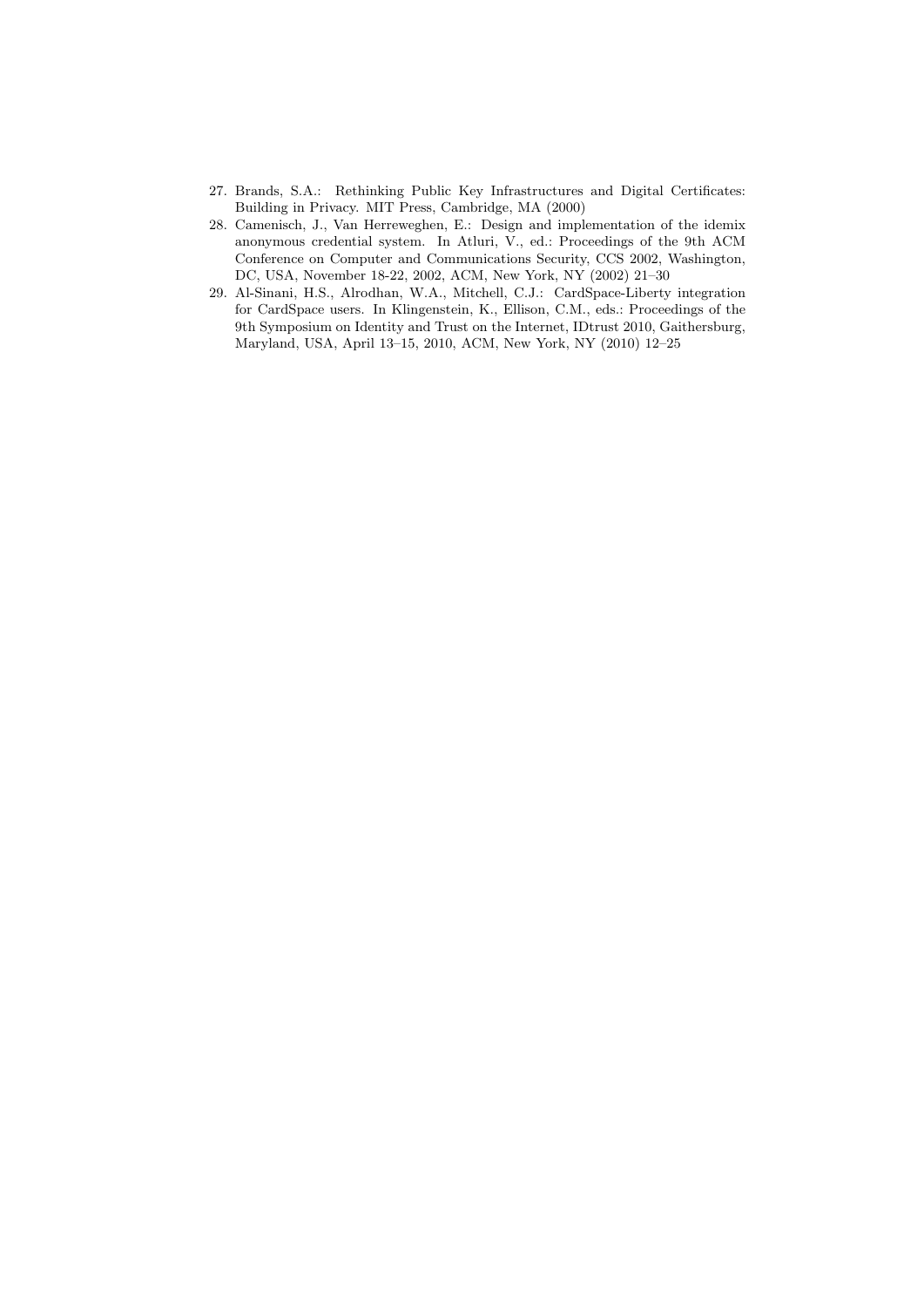27. Brands, S.A.: Rethinking Public Key Infrastructures and Digital Certificates: Building in Privacy. MIT Press, Cambridge, MA (2000)
28. Camenisch, J., Van Herreweghen, E.: Design and implementation of the idemix anonymous credential system. In Atluri, V., ed.: Proceedings of the 9th ACM Conference on Computer and Communications Security, CCS 2002, Washington, DC, USA, November 18-22, 2002, ACM, New York, NY (2002) 21–30
29. Al-Sinani, H.S., Alrodhan, W.A., Mitchell, C.J.: CardSpace-Liberty integration for CardSpace users. In Klingenstein, K., Ellison, C.M., eds.: Proceedings of the 9th Symposium on Identity and Trust on the Internet, IDtrust 2010, Gaithersburg, Maryland, USA, April 13–15, 2010, ACM, New York, NY (2010) 12–25